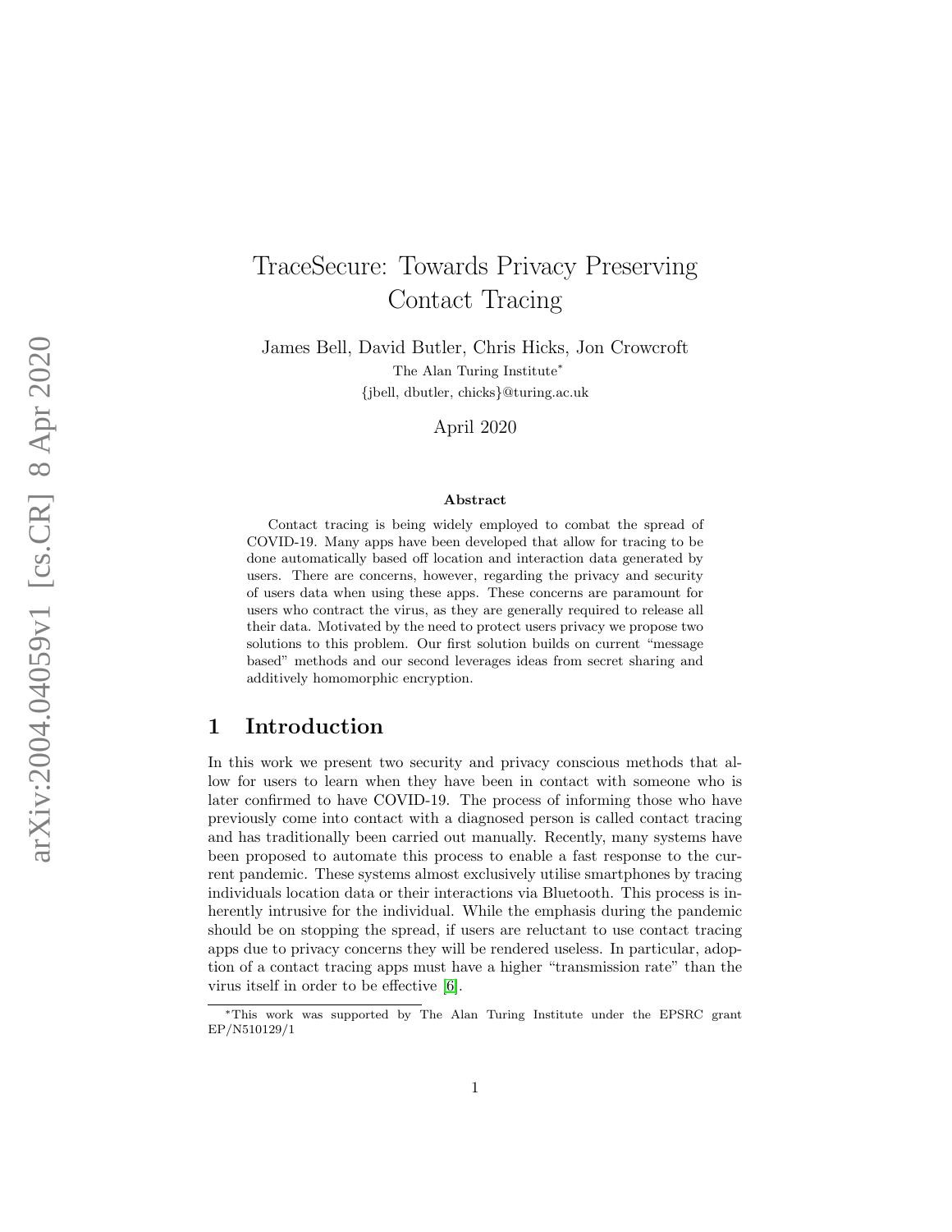# TraceSecure: Towards Privacy Preserving Contact Tracing

James Bell, David Butler, Chris Hicks, Jon Crowcroft

The Alan Turing Institute*

{jbell, dbutler, chicks}@turing.ac.uk

April 2020

**Abstract**

Contact tracing is being widely employed to combat the spread of COVID-19. Many apps have been developed that allow for tracing to be done automatically based off location and interaction data generated by users. There are concerns, however, regarding the privacy and security of users data when using these apps. These concerns are paramount for users who contract the virus, as they are generally required to release all their data. Motivated by the need to protect users privacy we propose two solutions to this problem. Our first solution builds on current "message based" methods and our second leverages ideas from secret sharing and additively homomorphic encryption.

## 1 Introduction

In this work we present two security and privacy conscious methods that allow for users to learn when they have been in contact with someone who is later confirmed to have COVID-19. The process of informing those who have previously come into contact with a diagnosed person is called contact tracing and has traditionally been carried out manually. Recently, many systems have been proposed to automate this process to enable a fast response to the current pandemic. These systems almost exclusively utilise smartphones by tracing individuals location data or their interactions via Bluetooth. This process is inherently intrusive for the individual. While the emphasis during the pandemic should be on stopping the spread, if users are reluctant to use contact tracing apps due to privacy concerns they will be rendered useless. In particular, adoption of a contact tracing apps must have a higher "transmission rate" than the virus itself in order to be effective [6].

*This work was supported by The Alan Turing Institute under the EPSRC grant EP/N510129/1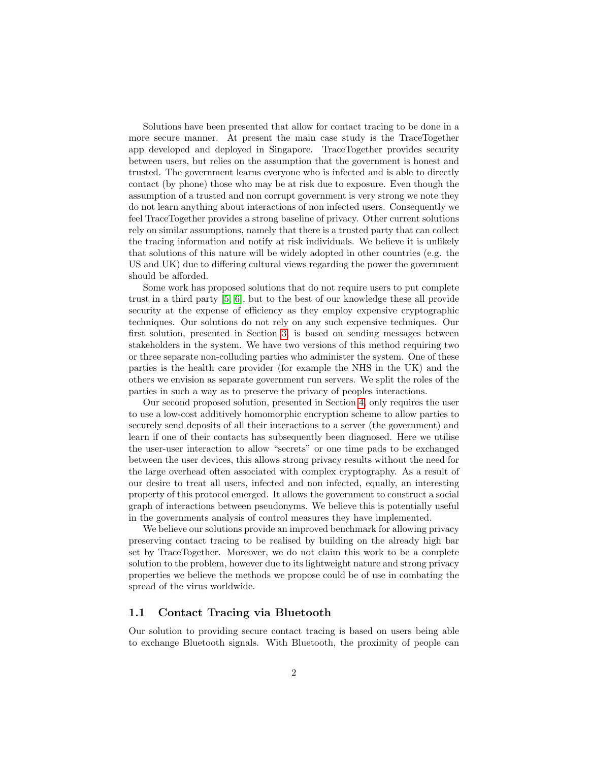Solutions have been presented that allow for contact tracing to be done in a more secure manner. At present the main case study is the TraceTogether app developed and deployed in Singapore. TraceTogether provides security between users, but relies on the assumption that the government is honest and trusted. The government learns everyone who is infected and is able to directly contact (by phone) those who may be at risk due to exposure. Even though the assumption of a trusted and non corrupt government is very strong we note they do not learn anything about interactions of non infected users. Consequently we feel TraceTogether provides a strong baseline of privacy. Other current solutions rely on similar assumptions, namely that there is a trusted party that can collect the tracing information and notify at risk individuals. We believe it is unlikely that solutions of this nature will be widely adopted in other countries (e.g. the US and UK) due to differing cultural views regarding the power the government should be afforded.

Some work has proposed solutions that do not require users to put complete trust in a third party [5, 6], but to the best of our knowledge these all provide security at the expense of efficiency as they employ expensive cryptographic techniques. Our solutions do not rely on any such expensive techniques. Our first solution, presented in Section 3, is based on sending messages between stakeholders in the system. We have two versions of this method requiring two or three separate non-colluding parties who administer the system. One of these parties is the health care provider (for example the NHS in the UK) and the others we envision as separate government run servers. We split the roles of the parties in such a way as to preserve the privacy of peoples interactions.

Our second proposed solution, presented in Section 4, only requires the user to use a low-cost additively homomorphic encryption scheme to allow parties to securely send deposits of all their interactions to a server (the government) and learn if one of their contacts has subsequently been diagnosed. Here we utilise the user-user interaction to allow "secrets" or one time pads to be exchanged between the user devices, this allows strong privacy results without the need for the large overhead often associated with complex cryptography. As a result of our desire to treat all users, infected and non infected, equally, an interesting property of this protocol emerged. It allows the government to construct a social graph of interactions between pseudonyms. We believe this is potentially useful in the governments analysis of control measures they have implemented.

We believe our solutions provide an improved benchmark for allowing privacy preserving contact tracing to be realised by building on the already high bar set by TraceTogether. Moreover, we do not claim this work to be a complete solution to the problem, however due to its lightweight nature and strong privacy properties we believe the methods we propose could be of use in combating the spread of the virus worldwide.

## 1.1 Contact Tracing via Bluetooth

Our solution to providing secure contact tracing is based on users being able to exchange Bluetooth signals. With Bluetooth, the proximity of people can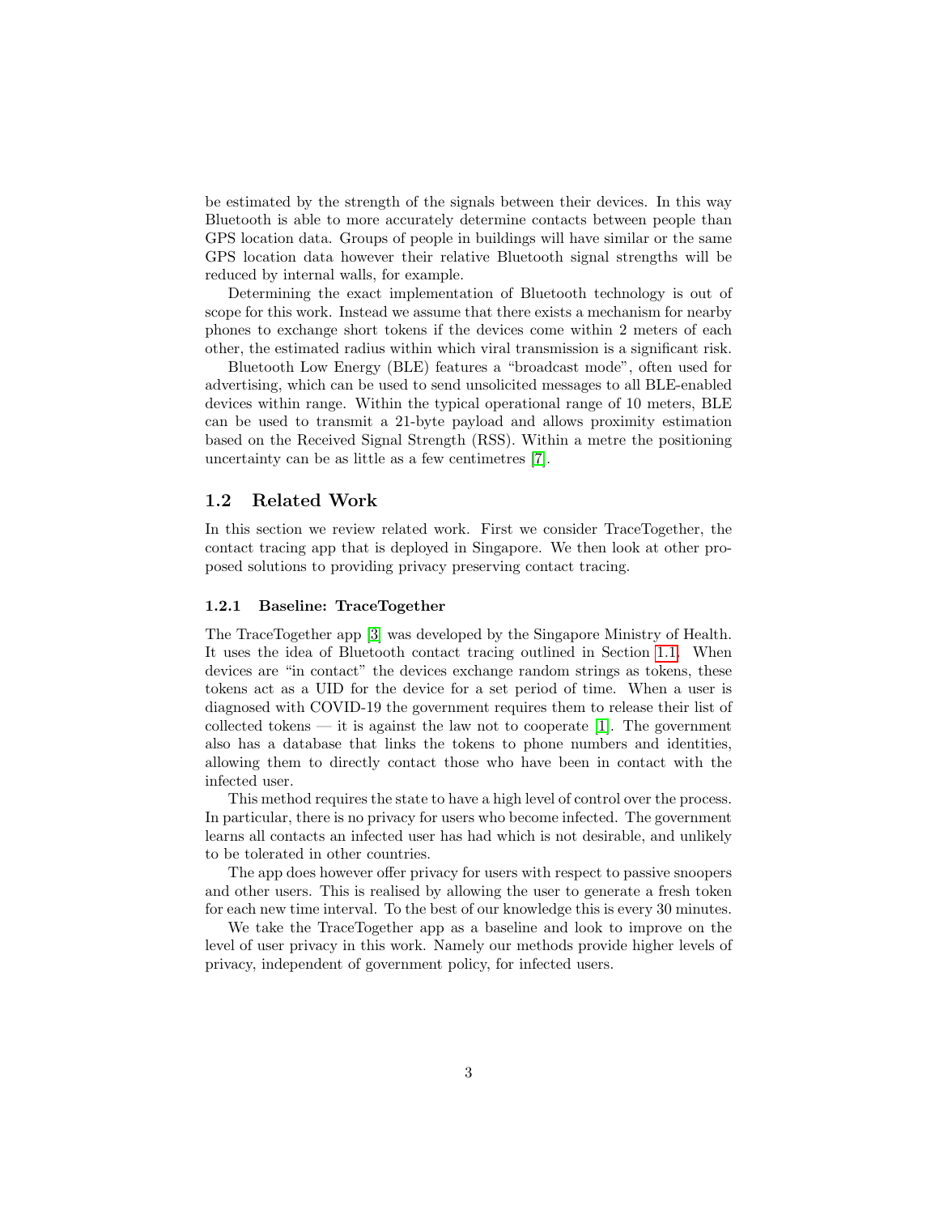be estimated by the strength of the signals between their devices. In this way Bluetooth is able to more accurately determine contacts between people than GPS location data. Groups of people in buildings will have similar or the same GPS location data however their relative Bluetooth signal strengths will be reduced by internal walls, for example.

Determining the exact implementation of Bluetooth technology is out of scope for this work. Instead we assume that there exists a mechanism for nearby phones to exchange short tokens if the devices come within 2 meters of each other, the estimated radius within which viral transmission is a significant risk.

Bluetooth Low Energy (BLE) features a "broadcast mode", often used for advertising, which can be used to send unsolicited messages to all BLE-enabled devices within range. Within the typical operational range of 10 meters, BLE can be used to transmit a 21-byte payload and allows proximity estimation based on the Received Signal Strength (RSS). Within a metre the positioning uncertainty can be as little as a few centimetres [7].

## 1.2 Related Work

In this section we review related work. First we consider TraceTogether, the contact tracing app that is deployed in Singapore. We then look at other proposed solutions to providing privacy preserving contact tracing.

### 1.2.1 Baseline: TraceTogether

The TraceTogether app [3] was developed by the Singapore Ministry of Health. It uses the idea of Bluetooth contact tracing outlined in Section 1.1. When devices are "in contact" the devices exchange random strings as tokens, these tokens act as a UID for the device for a set period of time. When a user is diagnosed with COVID-19 the government requires them to release their list of collected tokens — it is against the law not to cooperate [1]. The government also has a database that links the tokens to phone numbers and identities, allowing them to directly contact those who have been in contact with the infected user.

This method requires the state to have a high level of control over the process. In particular, there is no privacy for users who become infected. The government learns all contacts an infected user has had which is not desirable, and unlikely to be tolerated in other countries.

The app does however offer privacy for users with respect to passive snoopers and other users. This is realised by allowing the user to generate a fresh token for each new time interval. To the best of our knowledge this is every 30 minutes.

We take the TraceTogether app as a baseline and look to improve on the level of user privacy in this work. Namely our methods provide higher levels of privacy, independent of government policy, for infected users.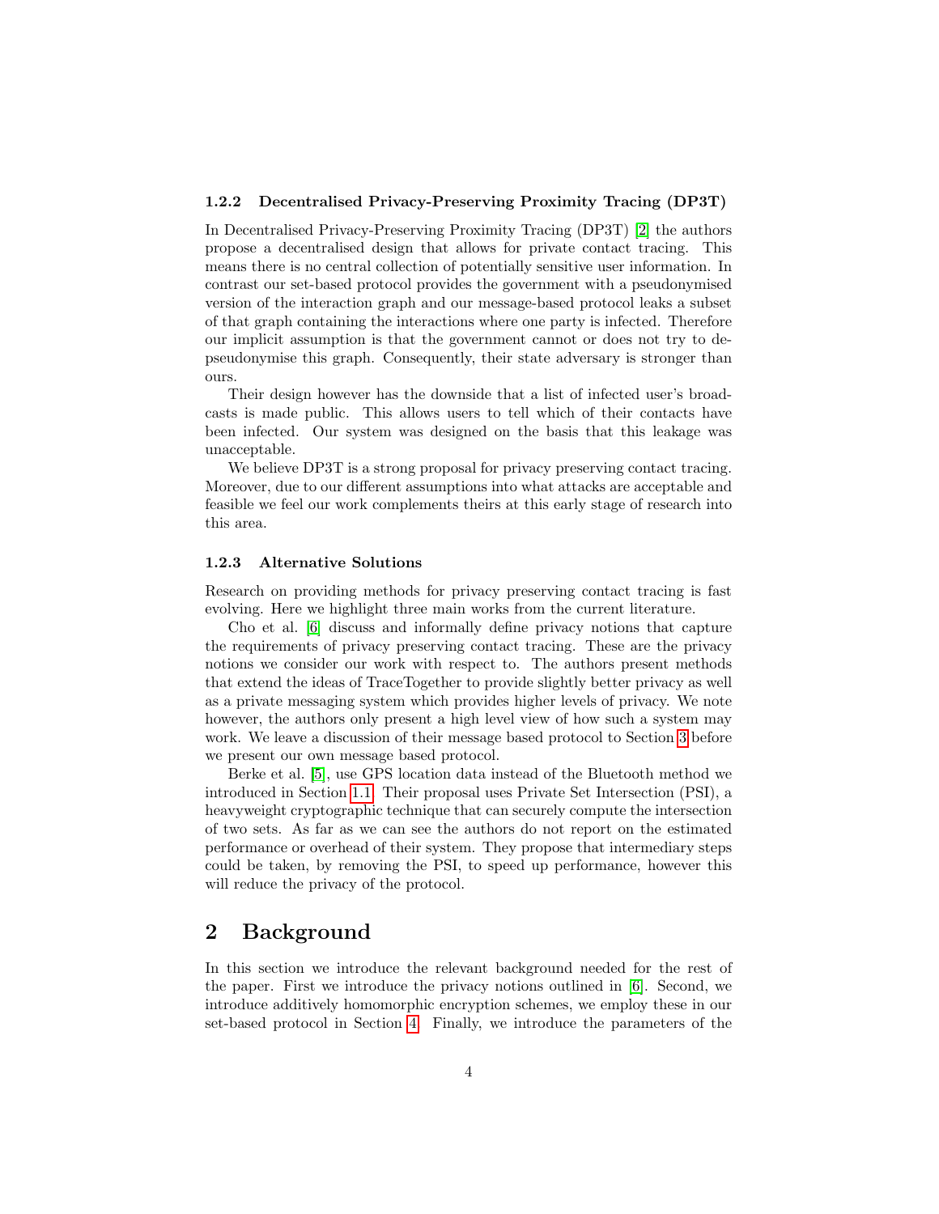### 1.2.2 Decentralised Privacy-Preserving Proximity Tracing (DP3T)

In Decentralised Privacy-Preserving Proximity Tracing (DP3T) [2] the authors propose a decentralised design that allows for private contact tracing. This means there is no central collection of potentially sensitive user information. In contrast our set-based protocol provides the government with a pseudonymised version of the interaction graph and our message-based protocol leaks a subset of that graph containing the interactions where one party is infected. Therefore our implicit assumption is that the government cannot or does not try to de-pseudonymise this graph. Consequently, their state adversary is stronger than ours.

Their design however has the downside that a list of infected user's broadcasts is made public. This allows users to tell which of their contacts have been infected. Our system was designed on the basis that this leakage was unacceptable.

We believe DP3T is a strong proposal for privacy preserving contact tracing. Moreover, due to our different assumptions into what attacks are acceptable and feasible we feel our work complements theirs at this early stage of research into this area.

### 1.2.3 Alternative Solutions

Research on providing methods for privacy preserving contact tracing is fast evolving. Here we highlight three main works from the current literature.

Cho et al. [6] discuss and informally define privacy notions that capture the requirements of privacy preserving contact tracing. These are the privacy notions we consider our work with respect to. The authors present methods that extend the ideas of TraceTogether to provide slightly better privacy as well as a private messaging system which provides higher levels of privacy. We note however, the authors only present a high level view of how such a system may work. We leave a discussion of their message based protocol to Section 3 before we present our own message based protocol.

Berke et al. [5], use GPS location data instead of the Bluetooth method we introduced in Section 1.1. Their proposal uses Private Set Intersection (PSI), a heavyweight cryptographic technique that can securely compute the intersection of two sets. As far as we can see the authors do not report on the estimated performance or overhead of their system. They propose that intermediary steps could be taken, by removing the PSI, to speed up performance, however this will reduce the privacy of the protocol.

## 2 Background

In this section we introduce the relevant background needed for the rest of the paper. First we introduce the privacy notions outlined in [6]. Second, we introduce additively homomorphic encryption schemes, we employ these in our set-based protocol in Section 4. Finally, we introduce the parameters of the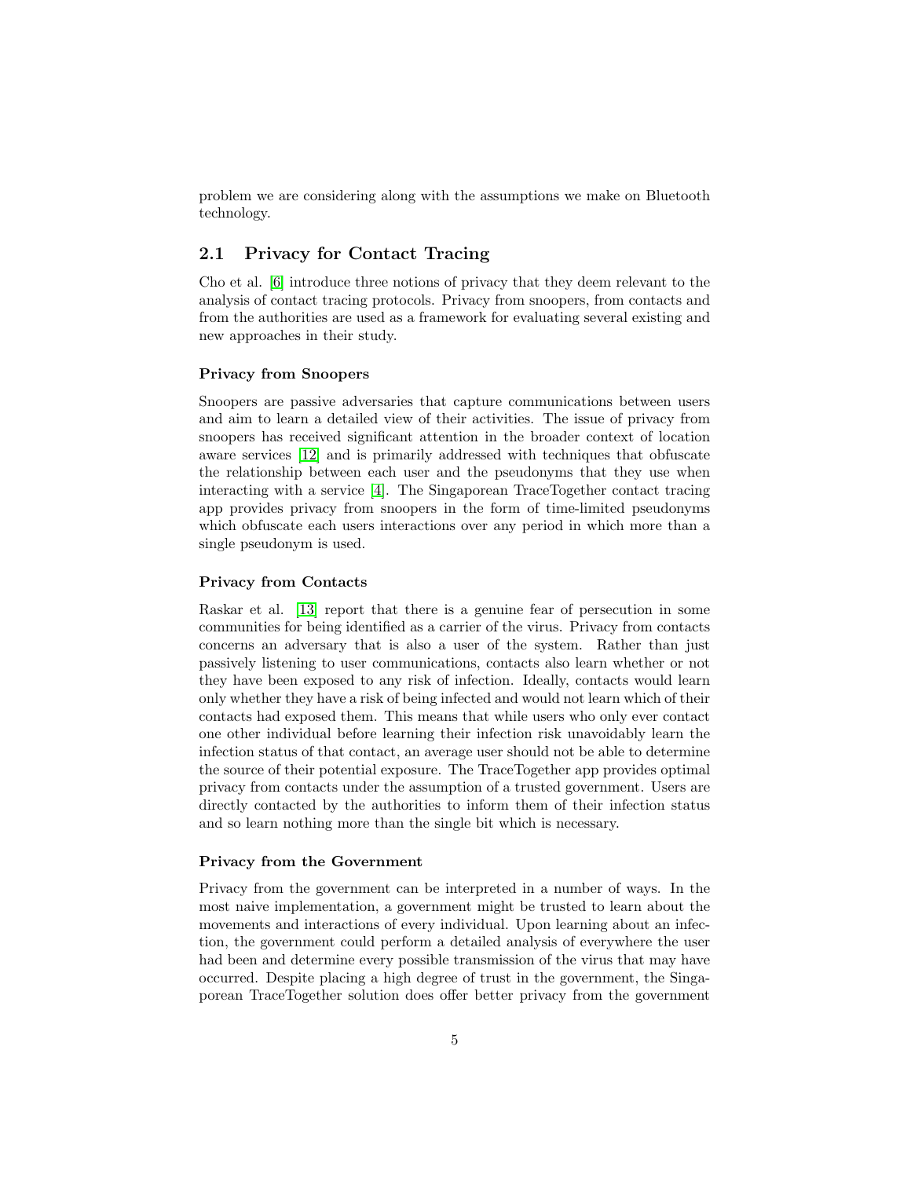problem we are considering along with the assumptions we make on Bluetooth technology.

## 2.1 Privacy for Contact Tracing

Cho et al. [6] introduce three notions of privacy that they deem relevant to the analysis of contact tracing protocols. Privacy from snoopers, from contacts and from the authorities are used as a framework for evaluating several existing and new approaches in their study.

#### Privacy from Snoopers

Snoopers are passive adversaries that capture communications between users and aim to learn a detailed view of their activities. The issue of privacy from snoopers has received significant attention in the broader context of location aware services [12] and is primarily addressed with techniques that obfuscate the relationship between each user and the pseudonyms that they use when interacting with a service [4]. The Singaporean TraceTogether contact tracing app provides privacy from snoopers in the form of time-limited pseudonyms which obfuscate each users interactions over any period in which more than a single pseudonym is used.

#### Privacy from Contacts

Raskar et al. [13] report that there is a genuine fear of persecution in some communities for being identified as a carrier of the virus. Privacy from contacts concerns an adversary that is also a user of the system. Rather than just passively listening to user communications, contacts also learn whether or not they have been exposed to any risk of infection. Ideally, contacts would learn only whether they have a risk of being infected and would not learn which of their contacts had exposed them. This means that while users who only ever contact one other individual before learning their infection risk unavoidably learn the infection status of that contact, an average user should not be able to determine the source of their potential exposure. The TraceTogether app provides optimal privacy from contacts under the assumption of a trusted government. Users are directly contacted by the authorities to inform them of their infection status and so learn nothing more than the single bit which is necessary.

#### Privacy from the Government

Privacy from the government can be interpreted in a number of ways. In the most naive implementation, a government might be trusted to learn about the movements and interactions of every individual. Upon learning about an infection, the government could perform a detailed analysis of everywhere the user had been and determine every possible transmission of the virus that may have occurred. Despite placing a high degree of trust in the government, the Singaporean TraceTogether solution does offer better privacy from the government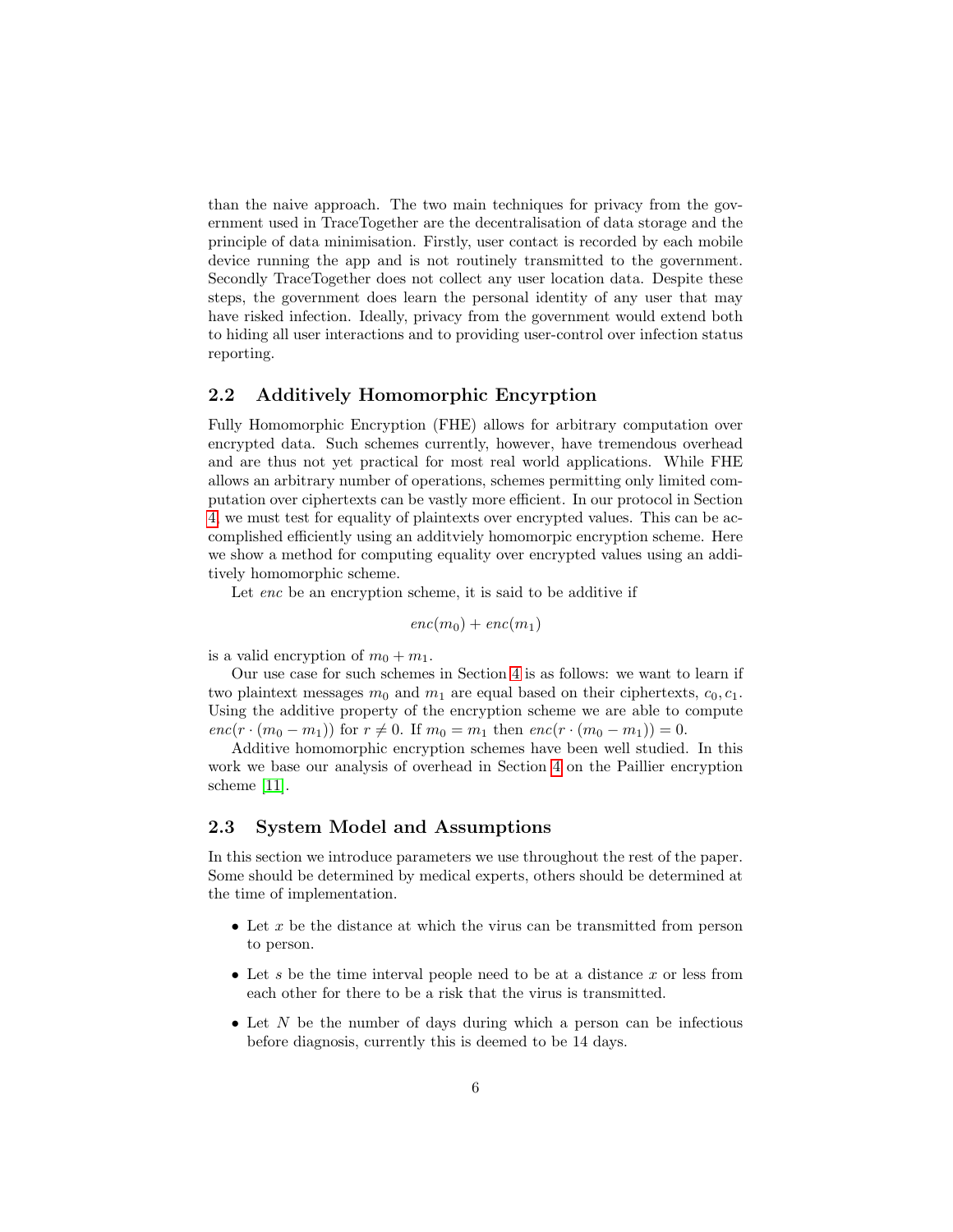than the naive approach. The two main techniques for privacy from the government used in TraceTogether are the decentralisation of data storage and the principle of data minimisation. Firstly, user contact is recorded by each mobile device running the app and is not routinely transmitted to the government. Secondly TraceTogether does not collect any user location data. Despite these steps, the government does learn the personal identity of any user that may have risked infection. Ideally, privacy from the government would extend both to hiding all user interactions and to providing user-control over infection status reporting.

### 2.2 Additively Homomorphic Encyrption

Fully Homomorphic Encryption (FHE) allows for arbitrary computation over encrypted data. Such schemes currently, however, have tremendous overhead and are thus not yet practical for most real world applications. While FHE allows an arbitrary number of operations, schemes permitting only limited computation over ciphertexts can be vastly more efficient. In our protocol in Section 4, we must test for equality of plaintexts over encrypted values. This can be accomplished efficiently using an additviely homomorpic encryption scheme. Here we show a method for computing equality over encrypted values using an additively homomorphic scheme.

Let *enc* be an encryption scheme, it is said to be additive if

$$enc(m_0) + enc(m_1)$$

is a valid encryption of $m_0 + m_1$.

Our use case for such schemes in Section 4 is as follows: we want to learn if two plaintext messages $m_0$ and $m_1$ are equal based on their ciphertexts, $c_0, c_1$. Using the additive property of the encryption scheme we are able to compute $enc(r \cdot (m_0 - m_1))$ for $r \neq 0$. If $m_0 = m_1$ then $enc(r \cdot (m_0 - m_1)) = 0$.

Additive homomorphic encryption schemes have been well studied. In this work we base our analysis of overhead in Section 4 on the Paillier encryption scheme [11].

### 2.3 System Model and Assumptions

In this section we introduce parameters we use throughout the rest of the paper. Some should be determined by medical experts, others should be determined at the time of implementation.

- Let $x$ be the distance at which the virus can be transmitted from person to person.
- Let $s$ be the time interval people need to be at a distance $x$ or less from each other for there to be a risk that the virus is transmitted.
- Let $N$ be the number of days during which a person can be infectious before diagnosis, currently this is deemed to be 14 days.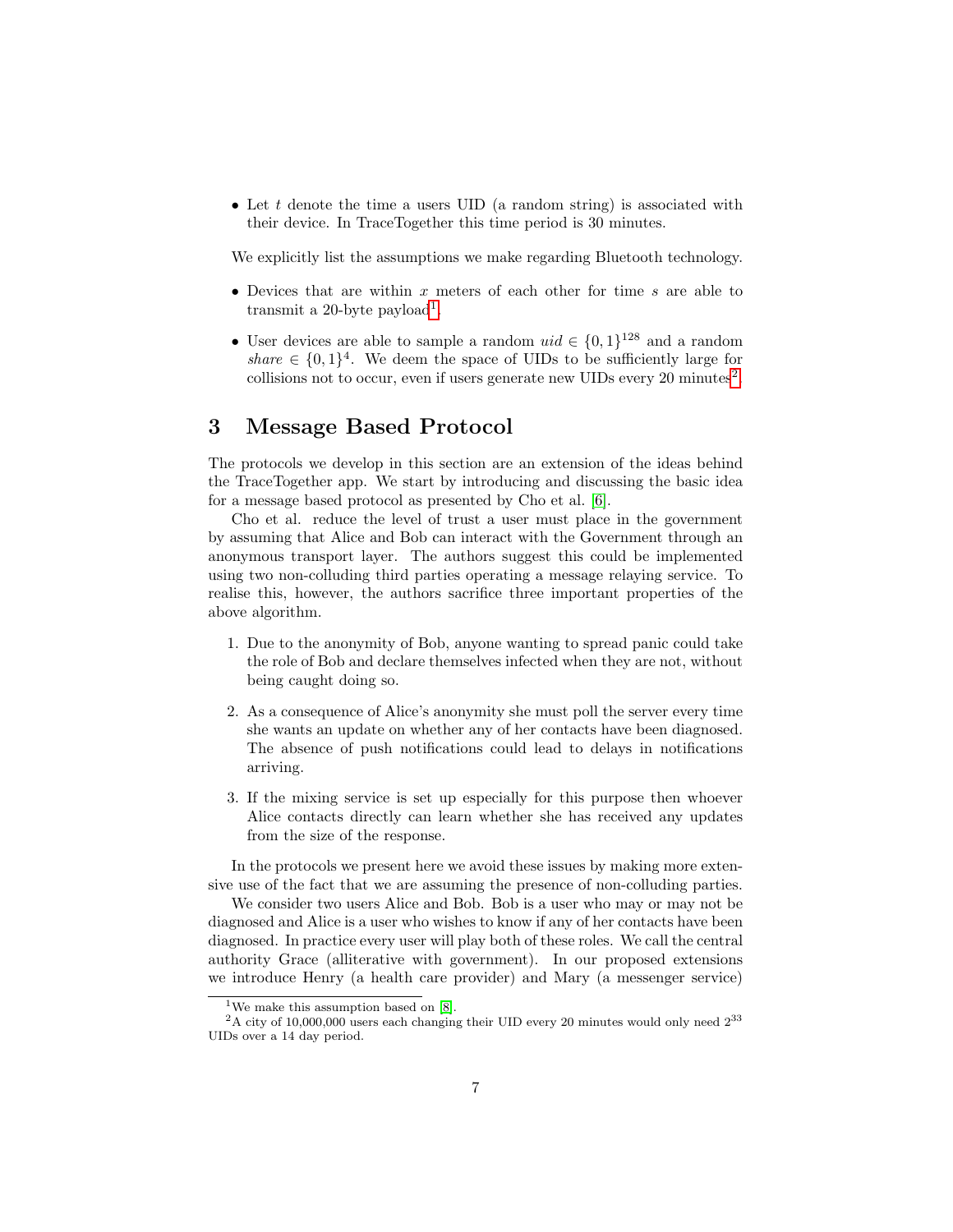- Let $t$ denote the time a users UID (a random string) is associated with their device. In TraceTogether this time period is 30 minutes.

We explicitly list the assumptions we make regarding Bluetooth technology.

- Devices that are within $x$ meters of each other for time $s$ are able to transmit a 20-byte payload[1].
- User devices are able to sample a random $uid \in \{0,1\}^{128}$ and a random $share \in \{0,1\}^4$. We deem the space of UIDs to be sufficiently large for collisions not to occur, even if users generate new UIDs every 20 minutes[2].

## 3 Message Based Protocol

The protocols we develop in this section are an extension of the ideas behind the TraceTogether app. We start by introducing and discussing the basic idea for a message based protocol as presented by Cho et al. [6].

Cho et al. reduce the level of trust a user must place in the government by assuming that Alice and Bob can interact with the Government through an anonymous transport layer. The authors suggest this could be implemented using two non-colluding third parties operating a message relaying service. To realise this, however, the authors sacrifice three important properties of the above algorithm.

1. Due to the anonymity of Bob, anyone wanting to spread panic could take the role of Bob and declare themselves infected when they are not, without being caught doing so.
2. As a consequence of Alice's anonymity she must poll the server every time she wants an update on whether any of her contacts have been diagnosed. The absence of push notifications could lead to delays in notifications arriving.
3. If the mixing service is set up especially for this purpose then whoever Alice contacts directly can learn whether she has received any updates from the size of the response.

In the protocols we present here we avoid these issues by making more extensive use of the fact that we are assuming the presence of non-colluding parties.

We consider two users Alice and Bob. Bob is a user who may or may not be diagnosed and Alice is a user who wishes to know if any of her contacts have been diagnosed. In practice every user will play both of these roles. We call the central authority Grace (alliterative with government). In our proposed extensions we introduce Henry (a health care provider) and Mary (a messenger service)

[1] We make this assumption based on [8].

[2] A city of 10,000,000 users each changing their UID every 20 minutes would only need $2^{33}$ UIDs over a 14 day period.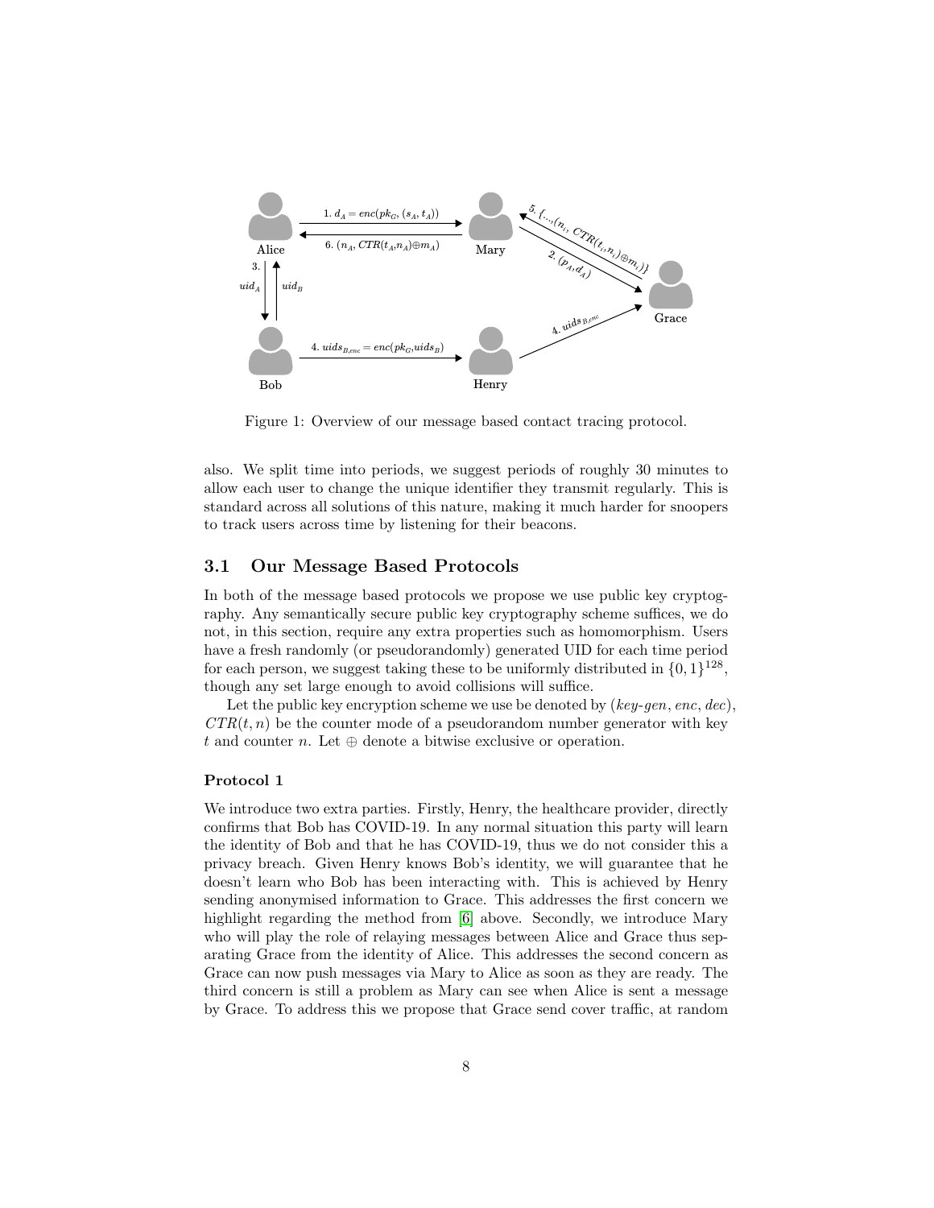Figure 1: Overview of our message based contact tracing protocol.

also. We split time into periods, we suggest periods of roughly 30 minutes to allow each user to change the unique identifier they transmit regularly. This is standard across all solutions of this nature, making it much harder for snoopers to track users across time by listening for their beacons.

## 3.1 Our Message Based Protocols

In both of the message based protocols we propose we use public key cryptography. Any semantically secure public key cryptography scheme suffices, we do not, in this section, require any extra properties such as homomorphism. Users have a fresh randomly (or pseudorandomly) generated UID for each time period for each person, we suggest taking these to be uniformly distributed in $\{0,1\}^{128}$, though any set large enough to avoid collisions will suffice.

Let the public key encryption scheme we use be denoted by (*key-gen*, *enc*, *dec*), $CTR(t,n)$ be the counter mode of a pseudorandom number generator with key $t$ and counter $n$. Let $\oplus$ denote a bitwise exclusive or operation.

#### Protocol 1

We introduce two extra parties. Firstly, Henry, the healthcare provider, directly confirms that Bob has COVID-19. In any normal situation this party will learn the identity of Bob and that he has COVID-19, thus we do not consider this a privacy breach. Given Henry knows Bob's identity, we will guarantee that he doesn't learn who Bob has been interacting with. This is achieved by Henry sending anonymised information to Grace. This addresses the first concern we highlight regarding the method from [6] above. Secondly, we introduce Mary who will play the role of relaying messages between Alice and Grace thus separating Grace from the identity of Alice. This addresses the second concern as Grace can now push messages via Mary to Alice as soon as they are ready. The third concern is still a problem as Mary can see when Alice is sent a message by Grace. To address this we propose that Grace send cover traffic, at random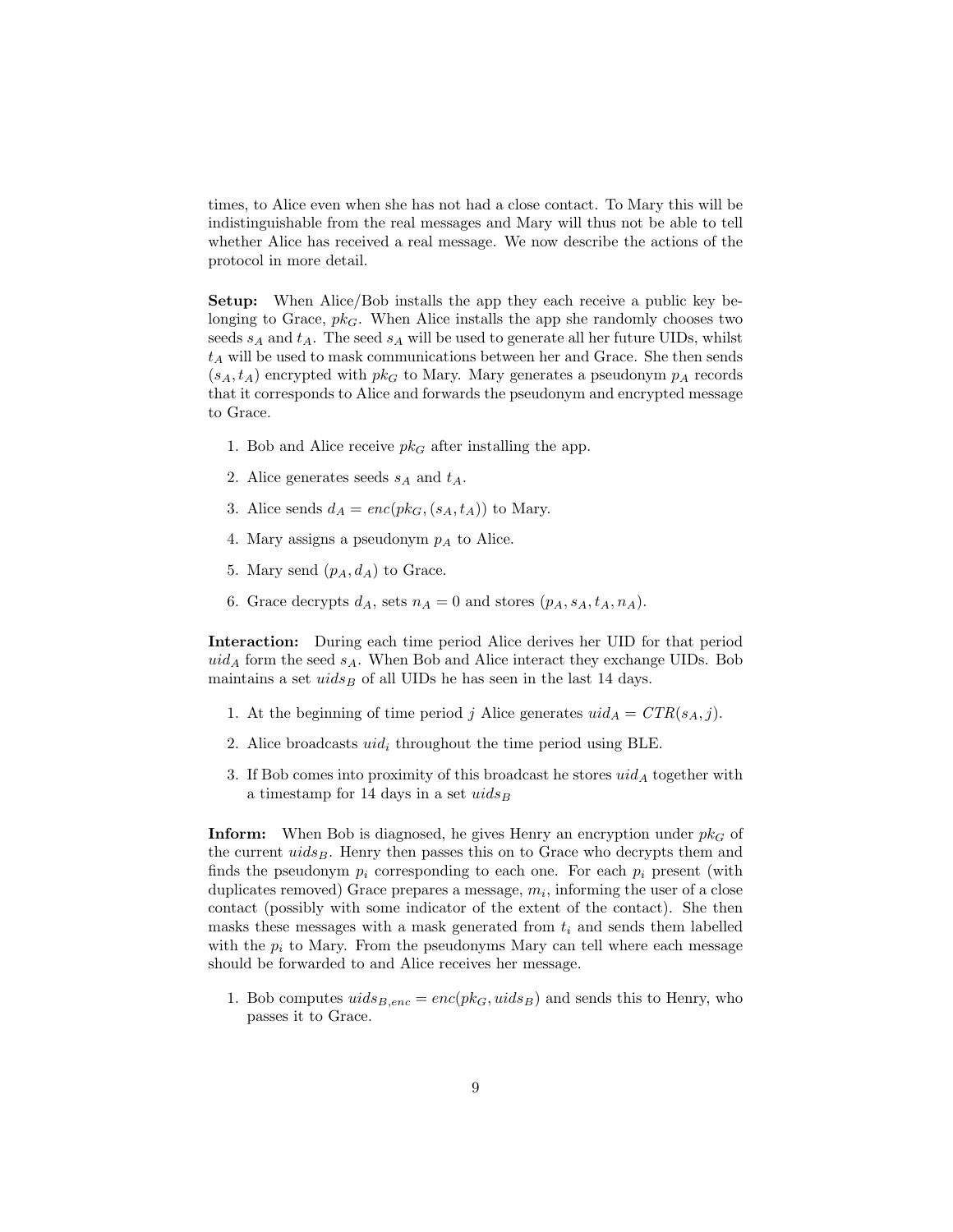times, to Alice even when she has not had a close contact. To Mary this will be indistinguishable from the real messages and Mary will thus not be able to tell whether Alice has received a real message. We now describe the actions of the protocol in more detail.

**Setup:** When Alice/Bob installs the app they each receive a public key belonging to Grace, $pk_G$. When Alice installs the app she randomly chooses two seeds $s_A$ and $t_A$. The seed $s_A$ will be used to generate all her future UIDs, whilst $t_A$ will be used to mask communications between her and Grace. She then sends $(s_A, t_A)$ encrypted with $pk_G$ to Mary. Mary generates a pseudonym $p_A$ records that it corresponds to Alice and forwards the pseudonym and encrypted message to Grace.

1. Bob and Alice receive $pk_G$ after installing the app.
2. Alice generates seeds $s_A$ and $t_A$.
3. Alice sends $d_A = enc(pk_G, (s_A, t_A))$ to Mary.
4. Mary assigns a pseudonym $p_A$ to Alice.
5. Mary send $(p_A, d_A)$ to Grace.
6. Grace decrypts $d_A$, sets $n_A = 0$ and stores $(p_A, s_A, t_A, n_A)$.

**Interaction:** During each time period Alice derives her UID for that period $uid_A$ form the seed $s_A$. When Bob and Alice interact they exchange UIDs. Bob maintains a set $uids_B$ of all UIDs he has seen in the last 14 days.

1. At the beginning of time period $j$ Alice generates $uid_A = CTR(s_A, j)$.
2. Alice broadcasts $uid_i$ throughout the time period using BLE.
3. If Bob comes into proximity of this broadcast he stores $uid_A$ together with a timestamp for 14 days in a set $uids_B$

**Inform:** When Bob is diagnosed, he gives Henry an encryption under $pk_G$ of the current $uids_B$. Henry then passes this on to Grace who decrypts them and finds the pseudonym $p_i$ corresponding to each one. For each $p_i$ present (with duplicates removed) Grace prepares a message, $m_i$, informing the user of a close contact (possibly with some indicator of the extent of the contact). She then masks these messages with a mask generated from $t_i$ and sends them labelled with the $p_i$ to Mary. From the pseudonyms Mary can tell where each message should be forwarded to and Alice receives her message.

1. Bob computes $uids_{B,enc} = enc(pk_G, uids_B)$ and sends this to Henry, who passes it to Grace.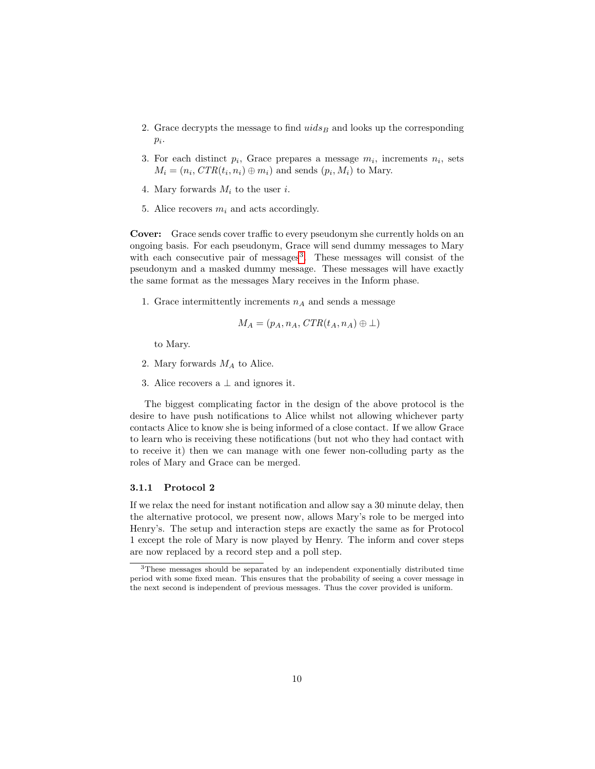2. Grace decrypts the message to find $uids_B$ and looks up the corresponding $p_i$.

3. For each distinct $p_i$, Grace prepares a message $m_i$, increments $n_i$, sets $M_i = (n_i, CTR(t_i, n_i) \oplus m_i)$ and sends $(p_i, M_i)$ to Mary.

4. Mary forwards $M_i$ to the user $i$.

5. Alice recovers $m_i$ and acts accordingly.

**Cover:** Grace sends cover traffic to every pseudonym she currently holds on an ongoing basis. For each pseudonym, Grace will send dummy messages to Mary with each consecutive pair of messages[3]. These messages will consist of the pseudonym and a masked dummy message. These messages will have exactly the same format as the messages Mary receives in the Inform phase.

1. Grace intermittently increments $n_A$ and sends a message

$$M_A = (p_A, n_A, CTR(t_A, n_A) \oplus \perp)$$

   to Mary.

2. Mary forwards $M_A$ to Alice.

3. Alice recovers a $\perp$ and ignores it.

The biggest complicating factor in the design of the above protocol is the desire to have push notifications to Alice whilst not allowing whichever party contacts Alice to know she is being informed of a close contact. If we allow Grace to learn who is receiving these notifications (but not who they had contact with to receive it) then we can manage with one fewer non-colluding party as the roles of Mary and Grace can be merged.

### 3.1.1 Protocol 2

If we relax the need for instant notification and allow say a 30 minute delay, then the alternative protocol, we present now, allows Mary's role to be merged into Henry's. The setup and interaction steps are exactly the same as for Protocol 1 except the role of Mary is now played by Henry. The inform and cover steps are now replaced by a record step and a poll step.

[3] These messages should be separated by an independent exponentially distributed time period with some fixed mean. This ensures that the probability of seeing a cover message in the next second is independent of previous messages. Thus the cover provided is uniform.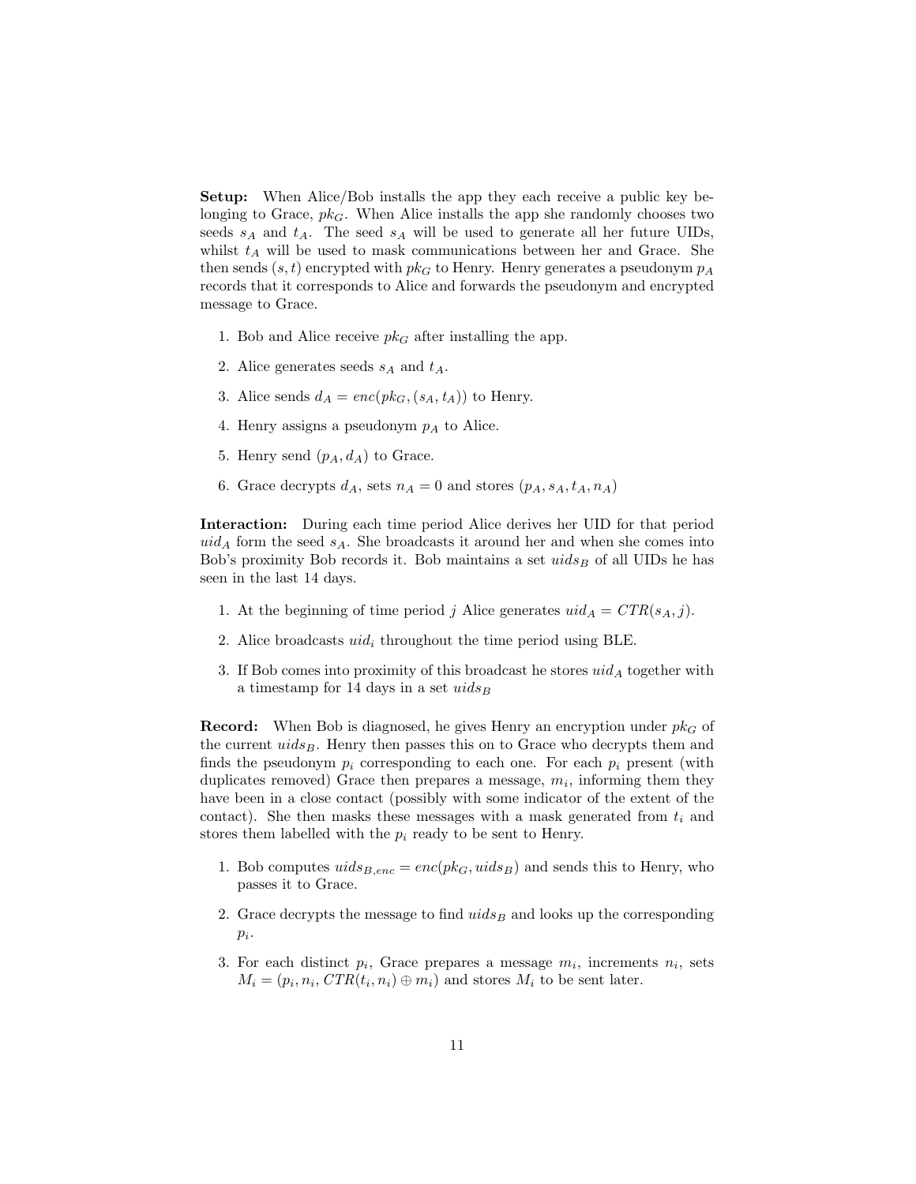**Setup:** When Alice/Bob installs the app they each receive a public key belonging to Grace, $pk_G$. When Alice installs the app she randomly chooses two seeds $s_A$ and $t_A$. The seed $s_A$ will be used to generate all her future UIDs, whilst $t_A$ will be used to mask communications between her and Grace. She then sends $(s, t)$ encrypted with $pk_G$ to Henry. Henry generates a pseudonym $p_A$ records that it corresponds to Alice and forwards the pseudonym and encrypted message to Grace.

1. Bob and Alice receive $pk_G$ after installing the app.
2. Alice generates seeds $s_A$ and $t_A$.
3. Alice sends $d_A = enc(pk_G, (s_A, t_A))$ to Henry.
4. Henry assigns a pseudonym $p_A$ to Alice.
5. Henry send $(p_A, d_A)$ to Grace.
6. Grace decrypts $d_A$, sets $n_A = 0$ and stores $(p_A, s_A, t_A, n_A)$

**Interaction:** During each time period Alice derives her UID for that period $uid_A$ form the seed $s_A$. She broadcasts it around her and when she comes into Bob's proximity Bob records it. Bob maintains a set $uids_B$ of all UIDs he has seen in the last 14 days.

1. At the beginning of time period $j$ Alice generates $uid_A = CTR(s_A, j)$.
2. Alice broadcasts $uid_i$ throughout the time period using BLE.
3. If Bob comes into proximity of this broadcast he stores $uid_A$ together with a timestamp for 14 days in a set $uids_B$

**Record:** When Bob is diagnosed, he gives Henry an encryption under $pk_G$ of the current $uids_B$. Henry then passes this on to Grace who decrypts them and finds the pseudonym $p_i$ corresponding to each one. For each $p_i$ present (with duplicates removed) Grace then prepares a message, $m_i$, informing them they have been in a close contact (possibly with some indicator of the extent of the contact). She then masks these messages with a mask generated from $t_i$ and stores them labelled with the $p_i$ ready to be sent to Henry.

1. Bob computes $uids_{B,enc} = enc(pk_G, uids_B)$ and sends this to Henry, who passes it to Grace.
2. Grace decrypts the message to find $uids_B$ and looks up the corresponding $p_i$.
3. For each distinct $p_i$, Grace prepares a message $m_i$, increments $n_i$, sets $M_i = (p_i, n_i, CTR(t_i, n_i) \oplus m_i)$ and stores $M_i$ to be sent later.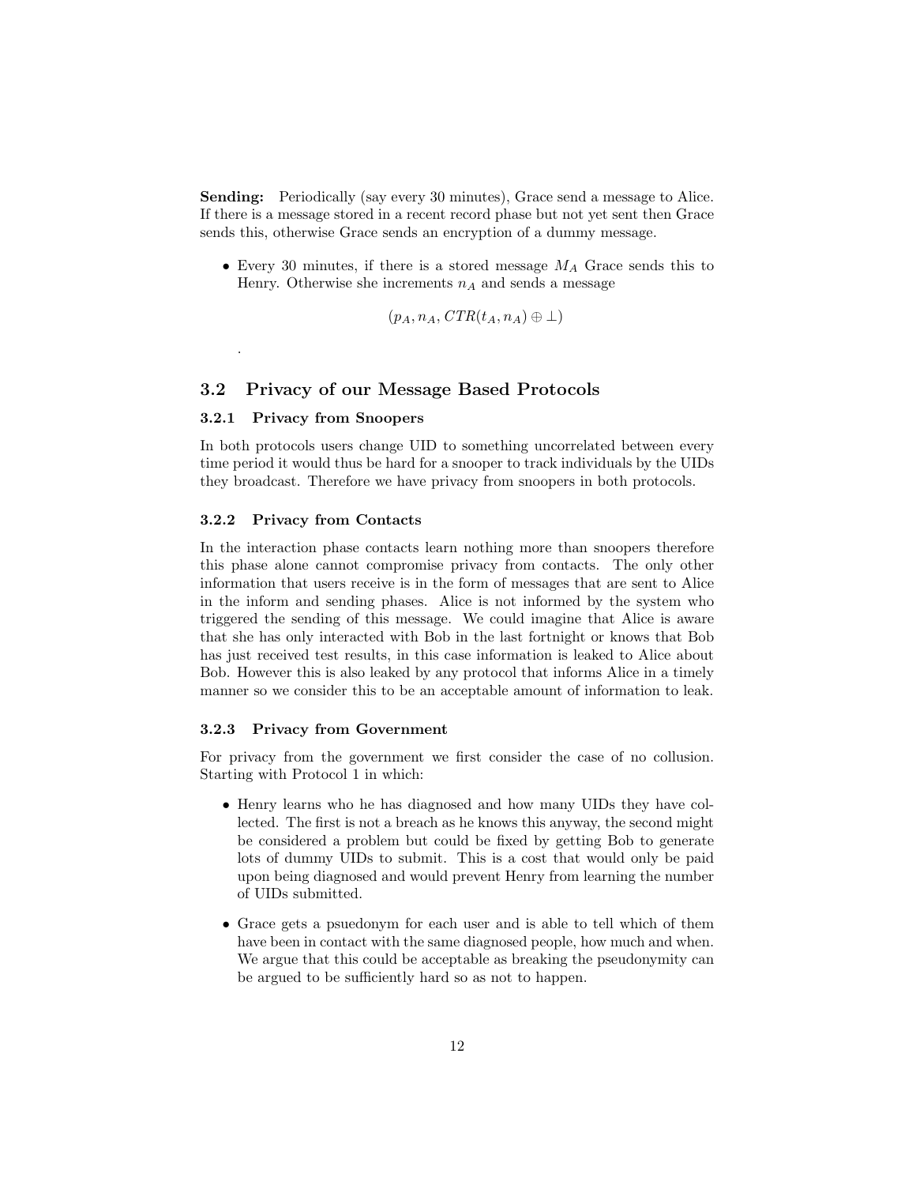**Sending:** Periodically (say every 30 minutes), Grace send a message to Alice. If there is a message stored in a recent record phase but not yet sent then Grace sends this, otherwise Grace sends an encryption of a dummy message.

- Every 30 minutes, if there is a stored message $M_A$ Grace sends this to Henry. Otherwise she increments $n_A$ and sends a message

$$(p_A, n_A, CTR(t_A, n_A) \oplus \bot)$$

.

## 3.2 Privacy of our Message Based Protocols

### 3.2.1 Privacy from Snoopers

In both protocols users change UID to something uncorrelated between every time period it would thus be hard for a snooper to track individuals by the UIDs they broadcast. Therefore we have privacy from snoopers in both protocols.

### 3.2.2 Privacy from Contacts

In the interaction phase contacts learn nothing more than snoopers therefore this phase alone cannot compromise privacy from contacts. The only other information that users receive is in the form of messages that are sent to Alice in the inform and sending phases. Alice is not informed by the system who triggered the sending of this message. We could imagine that Alice is aware that she has only interacted with Bob in the last fortnight or knows that Bob has just received test results, in this case information is leaked to Alice about Bob. However this is also leaked by any protocol that informs Alice in a timely manner so we consider this to be an acceptable amount of information to leak.

### 3.2.3 Privacy from Government

For privacy from the government we first consider the case of no collusion. Starting with Protocol 1 in which:

- Henry learns who he has diagnosed and how many UIDs they have collected. The first is not a breach as he knows this anyway, the second might be considered a problem but could be fixed by getting Bob to generate lots of dummy UIDs to submit. This is a cost that would only be paid upon being diagnosed and would prevent Henry from learning the number of UIDs submitted.
- Grace gets a psuedonym for each user and is able to tell which of them have been in contact with the same diagnosed people, how much and when. We argue that this could be acceptable as breaking the pseudonymity can be argued to be sufficiently hard so as not to happen.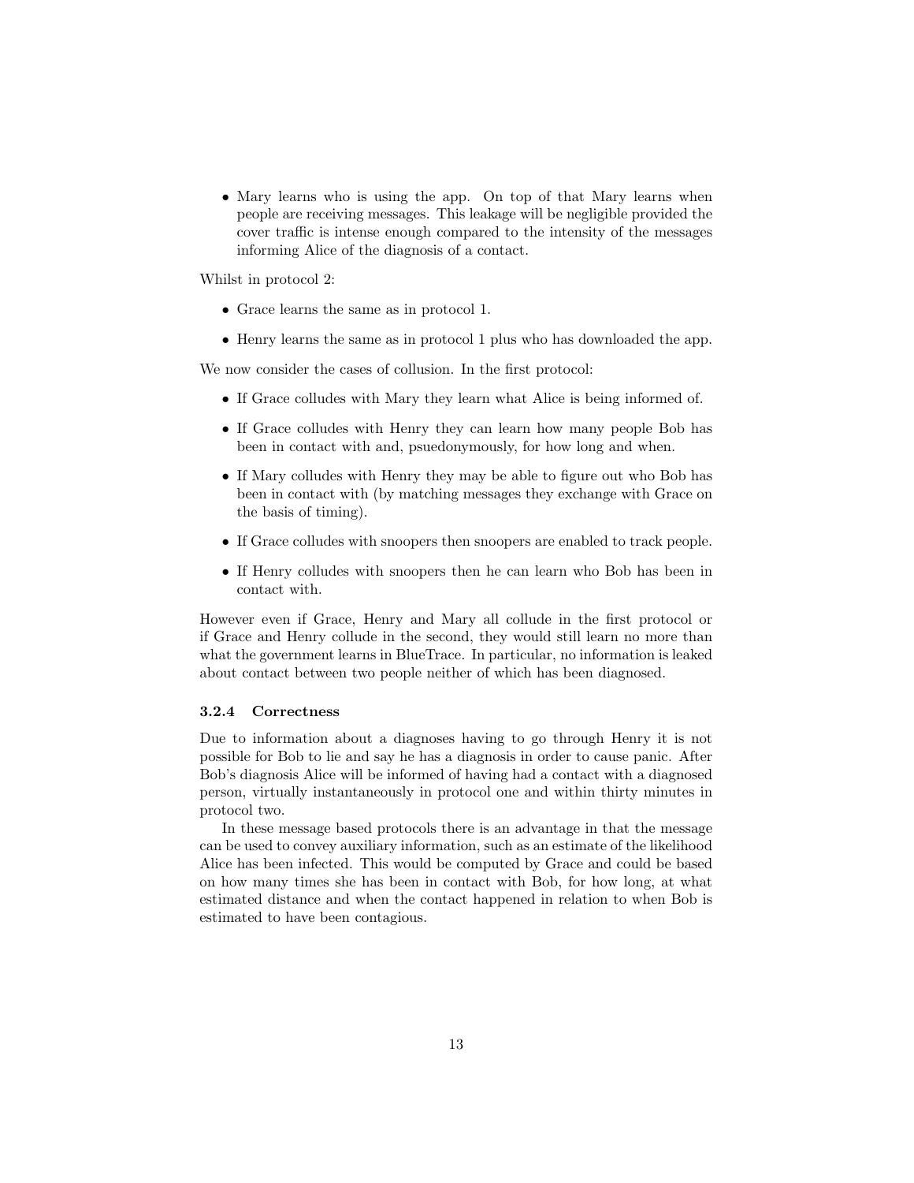- Mary learns who is using the app. On top of that Mary learns when people are receiving messages. This leakage will be negligible provided the cover traffic is intense enough compared to the intensity of the messages informing Alice of the diagnosis of a contact.

Whilst in protocol 2:

- Grace learns the same as in protocol 1.
- Henry learns the same as in protocol 1 plus who has downloaded the app.

We now consider the cases of collusion. In the first protocol:

- If Grace colludes with Mary they learn what Alice is being informed of.
- If Grace colludes with Henry they can learn how many people Bob has been in contact with and, psuedonymously, for how long and when.
- If Mary colludes with Henry they may be able to figure out who Bob has been in contact with (by matching messages they exchange with Grace on the basis of timing).
- If Grace colludes with snoopers then snoopers are enabled to track people.
- If Henry colludes with snoopers then he can learn who Bob has been in contact with.

However even if Grace, Henry and Mary all collude in the first protocol or if Grace and Henry collude in the second, they would still learn no more than what the government learns in BlueTrace. In particular, no information is leaked about contact between two people neither of which has been diagnosed.

### 3.2.4 Correctness

Due to information about a diagnoses having to go through Henry it is not possible for Bob to lie and say he has a diagnosis in order to cause panic. After Bob's diagnosis Alice will be informed of having had a contact with a diagnosed person, virtually instantaneously in protocol one and within thirty minutes in protocol two.

In these message based protocols there is an advantage in that the message can be used to convey auxiliary information, such as an estimate of the likelihood Alice has been infected. This would be computed by Grace and could be based on how many times she has been in contact with Bob, for how long, at what estimated distance and when the contact happened in relation to when Bob is estimated to have been contagious.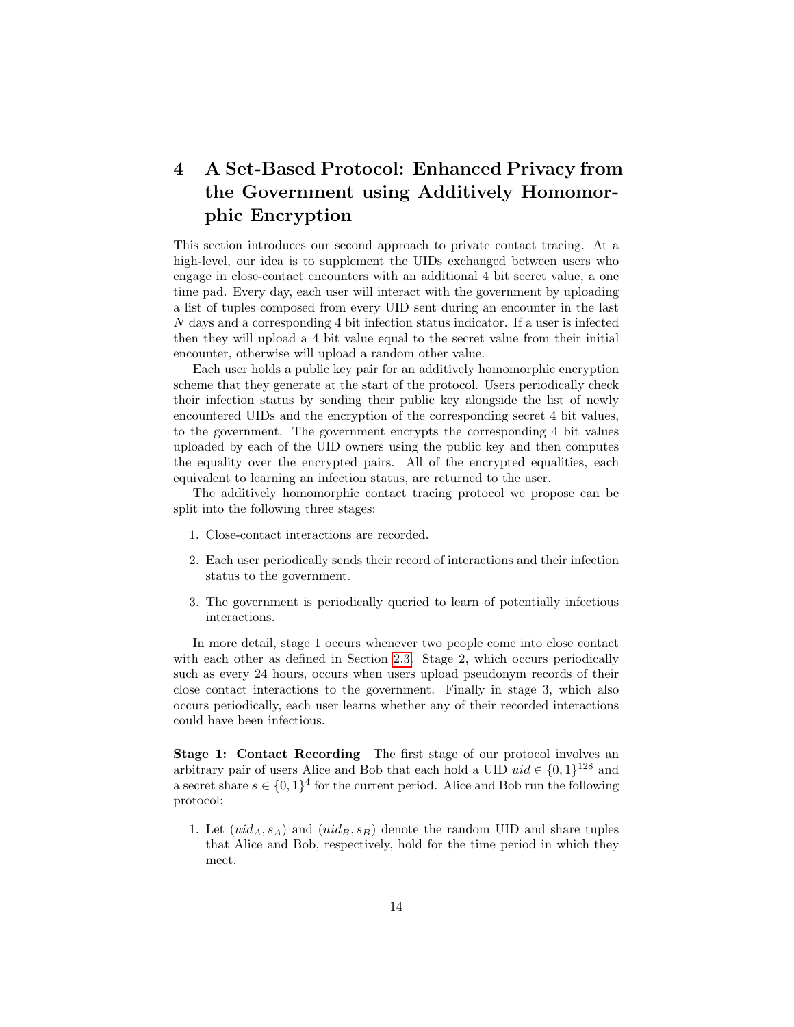# 4 A Set-Based Protocol: Enhanced Privacy from the Government using Additively Homomorphic Encryption

This section introduces our second approach to private contact tracing. At a high-level, our idea is to supplement the UIDs exchanged between users who engage in close-contact encounters with an additional 4 bit secret value, a one time pad. Every day, each user will interact with the government by uploading a list of tuples composed from every UID sent during an encounter in the last $N$ days and a corresponding 4 bit infection status indicator. If a user is infected then they will upload a 4 bit value equal to the secret value from their initial encounter, otherwise will upload a random other value.

Each user holds a public key pair for an additively homomorphic encryption scheme that they generate at the start of the protocol. Users periodically check their infection status by sending their public key alongside the list of newly encountered UIDs and the encryption of the corresponding secret 4 bit values, to the government. The government encrypts the corresponding 4 bit values uploaded by each of the UID owners using the public key and then computes the equality over the encrypted pairs. All of the encrypted equalities, each equivalent to learning an infection status, are returned to the user.

The additively homomorphic contact tracing protocol we propose can be split into the following three stages:

1. Close-contact interactions are recorded.
2. Each user periodically sends their record of interactions and their infection status to the government.
3. The government is periodically queried to learn of potentially infectious interactions.

In more detail, stage 1 occurs whenever two people come into close contact with each other as defined in Section 2.3. Stage 2, which occurs periodically such as every 24 hours, occurs when users upload pseudonym records of their close contact interactions to the government. Finally in stage 3, which also occurs periodically, each user learns whether any of their recorded interactions could have been infectious.

**Stage 1: Contact Recording** The first stage of our protocol involves an arbitrary pair of users Alice and Bob that each hold a UID $uid \in \{0,1\}^{128}$ and a secret share $s \in \{0,1\}^4$ for the current period. Alice and Bob run the following protocol:

1. Let $(uid_A, s_A)$ and $(uid_B, s_B)$ denote the random UID and share tuples that Alice and Bob, respectively, hold for the time period in which they meet.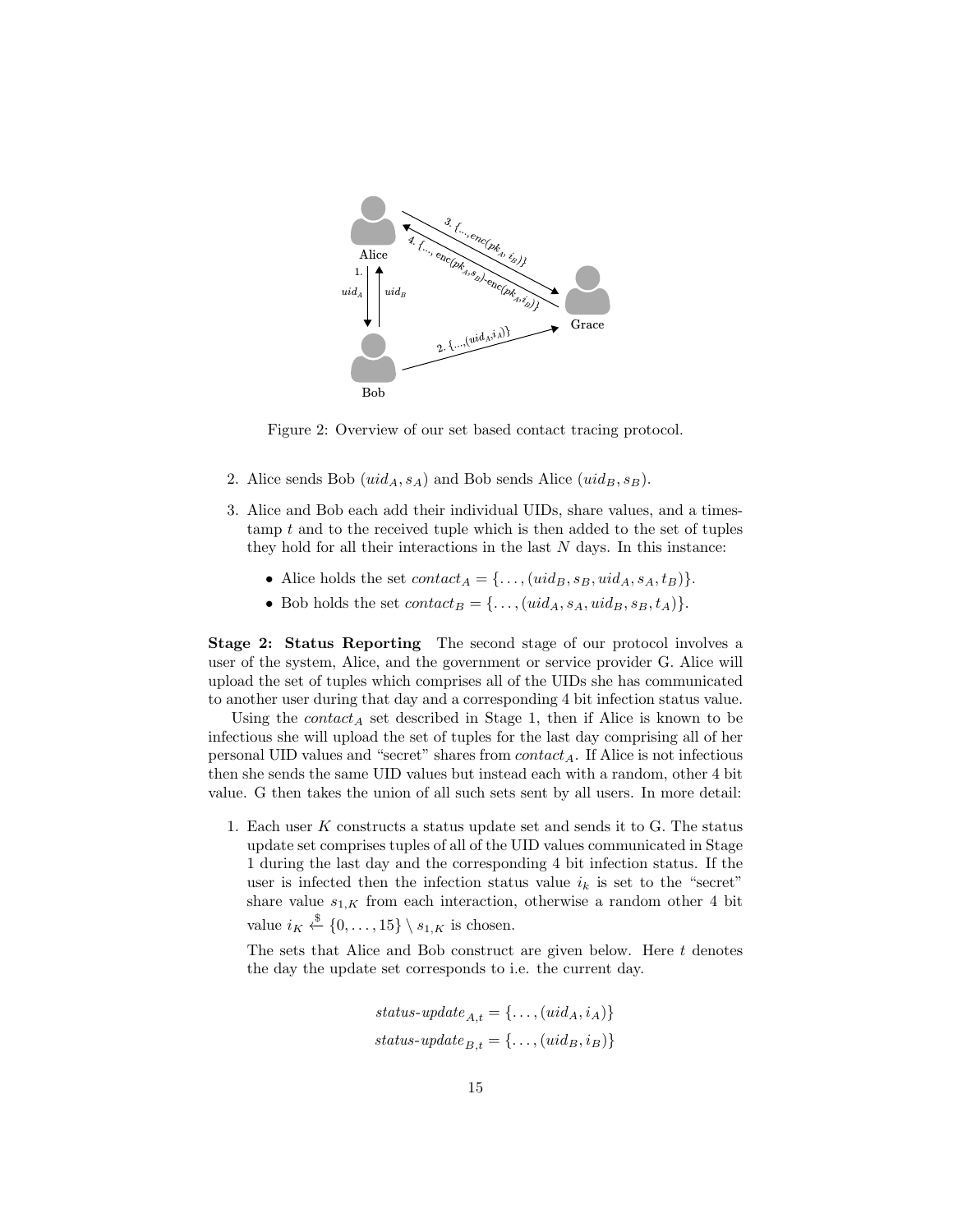Figure 2: Overview of our set based contact tracing protocol.

2. Alice sends Bob $(uid_A, s_A)$ and Bob sends Alice $(uid_B, s_B)$.

3. Alice and Bob each add their individual UIDs, share values, and a timestamp $t$ and to the received tuple which is then added to the set of tuples they hold for all their interactions in the last $N$ days. In this instance:

   - Alice holds the set $contact_A = \{\ldots, (uid_B, s_B, uid_A, s_A, t_B)\}$.
   - Bob holds the set $contact_B = \{\ldots, (uid_A, s_A, uid_B, s_B, t_A)\}$.

**Stage 2: Status Reporting** The second stage of our protocol involves a user of the system, Alice, and the government or service provider G. Alice will upload the set of tuples which comprises all of the UIDs she has communicated to another user during that day and a corresponding 4 bit infection status value.

Using the $contact_A$ set described in Stage 1, then if Alice is known to be infectious she will upload the set of tuples for the last day comprising all of her personal UID values and "secret" shares from $contact_A$. If Alice is not infectious then she sends the same UID values but instead each with a random, other 4 bit value. G then takes the union of all such sets sent by all users. In more detail:

1. Each user $K$ constructs a status update set and sends it to G. The status update set comprises tuples of all of the UID values communicated in Stage 1 during the last day and the corresponding 4 bit infection status. If the user is infected then the infection status value $i_k$ is set to the "secret" share value $s_{1,K}$ from each interaction, otherwise a random other 4 bit value $i_K \xleftarrow{\$} \{0, \ldots, 15\} \setminus s_{1,K}$ is chosen.

   The sets that Alice and Bob construct are given below. Here $t$ denotes the day the update set corresponds to i.e. the current day.

$$status\text{-}update_{A,t} = \{\ldots, (uid_A, i_A)\}$$
$$status\text{-}update_{B,t} = \{\ldots, (uid_B, i_B)\}$$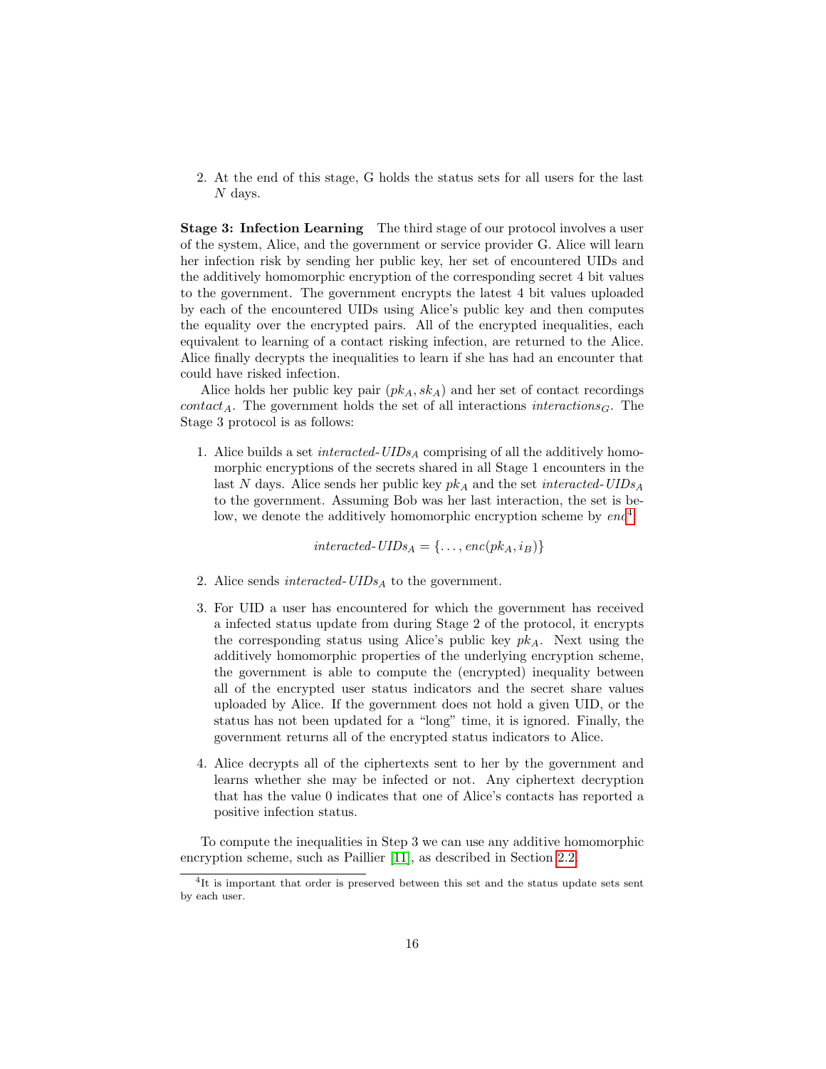2. At the end of this stage, G holds the status sets for all users for the last $N$ days.

**Stage 3: Infection Learning** The third stage of our protocol involves a user of the system, Alice, and the government or service provider G. Alice will learn her infection risk by sending her public key, her set of encountered UIDs and the additively homomorphic encryption of the corresponding secret 4 bit values to the government. The government encrypts the latest 4 bit values uploaded by each of the encountered UIDs using Alice's public key and then computes the equality over the encrypted pairs. All of the encrypted inequalities, each equivalent to learning of a contact risking infection, are returned to the Alice. Alice finally decrypts the inequalities to learn if she has had an encounter that could have risked infection.

Alice holds her public key pair $(pk_A, sk_A)$ and her set of contact recordings $contact_A$. The government holds the set of all interactions $interactions_G$. The Stage 3 protocol is as follows:

1. Alice builds a set $interacted\text{-}UIDs_A$ comprising of all the additively homomorphic encryptions of the secrets shared in all Stage 1 encounters in the last $N$ days. Alice sends her public key $pk_A$ and the set $interacted\text{-}UIDs_A$ to the government. Assuming Bob was her last interaction, the set is below, we denote the additively homomorphic encryption scheme by $enc$[4].

$$interacted\text{-}UIDs_A = \{\ldots, enc(pk_A, i_B)\}$$

2. Alice sends $interacted\text{-}UIDs_A$ to the government.

3. For UID a user has encountered for which the government has received a infected status update from during Stage 2 of the protocol, it encrypts the corresponding status using Alice's public key $pk_A$. Next using the additively homomorphic properties of the underlying encryption scheme, the government is able to compute the (encrypted) inequality between all of the encrypted user status indicators and the secret share values uploaded by Alice. If the government does not hold a given UID, or the status has not been updated for a "long" time, it is ignored. Finally, the government returns all of the encrypted status indicators to Alice.

4. Alice decrypts all of the ciphertexts sent to her by the government and learns whether she may be infected or not. Any ciphertext decryption that has the value 0 indicates that one of Alice's contacts has reported a positive infection status.

To compute the inequalities in Step 3 we can use any additive homomorphic encryption scheme, such as Paillier [11], as described in Section 2.2.

[4] It is important that order is preserved between this set and the status update sets sent by each user.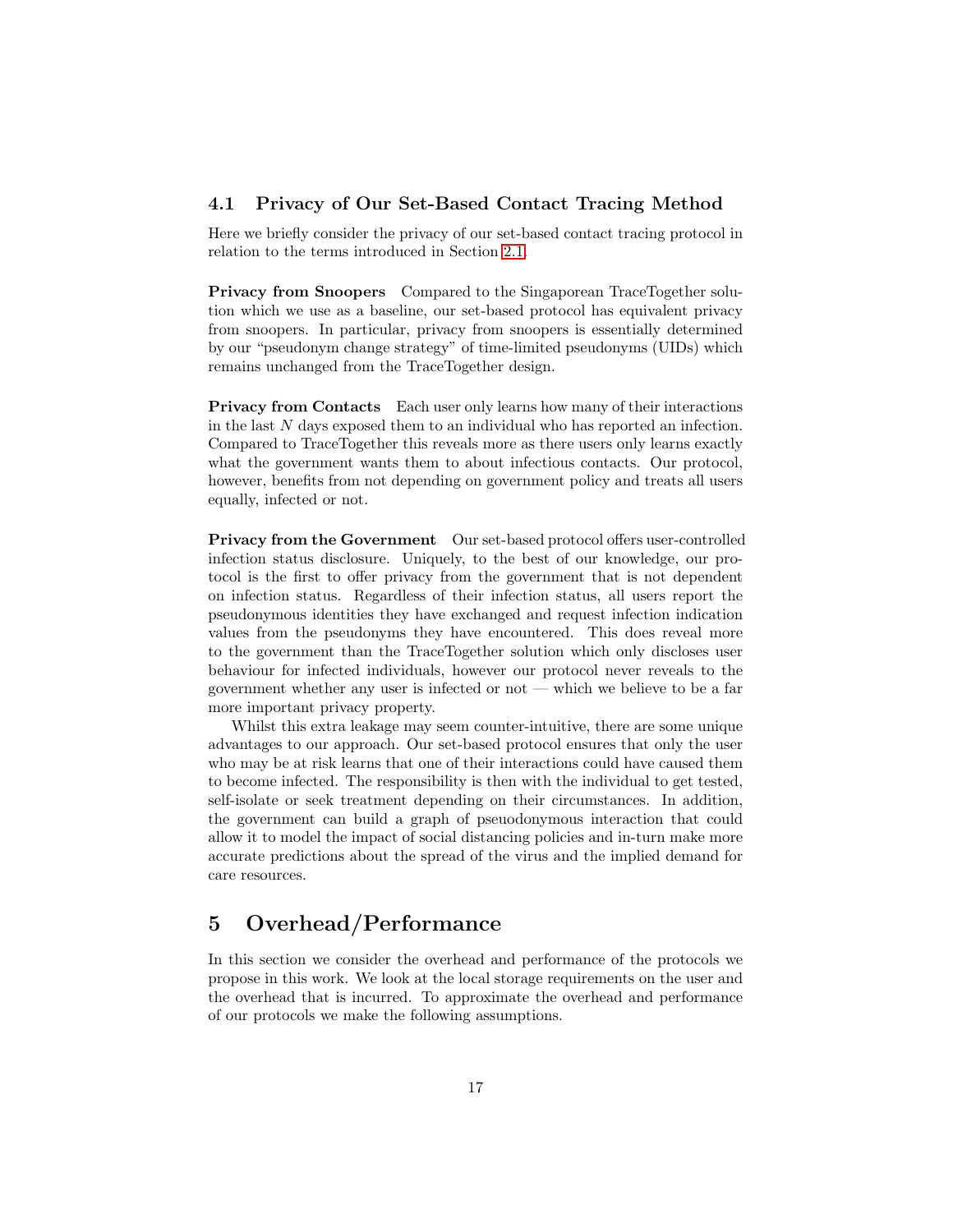### 4.1 Privacy of Our Set-Based Contact Tracing Method

Here we briefly consider the privacy of our set-based contact tracing protocol in relation to the terms introduced in Section 2.1.

**Privacy from Snoopers** Compared to the Singaporean TraceTogether solution which we use as a baseline, our set-based protocol has equivalent privacy from snoopers. In particular, privacy from snoopers is essentially determined by our "pseudonym change strategy" of time-limited pseudonyms (UIDs) which remains unchanged from the TraceTogether design.

**Privacy from Contacts** Each user only learns how many of their interactions in the last $N$ days exposed them to an individual who has reported an infection. Compared to TraceTogether this reveals more as there users only learns exactly what the government wants them to about infectious contacts. Our protocol, however, benefits from not depending on government policy and treats all users equally, infected or not.

**Privacy from the Government** Our set-based protocol offers user-controlled infection status disclosure. Uniquely, to the best of our knowledge, our protocol is the first to offer privacy from the government that is not dependent on infection status. Regardless of their infection status, all users report the pseudonymous identities they have exchanged and request infection indication values from the pseudonyms they have encountered. This does reveal more to the government than the TraceTogether solution which only discloses user behaviour for infected individuals, however our protocol never reveals to the government whether any user is infected or not — which we believe to be a far more important privacy property.

Whilst this extra leakage may seem counter-intuitive, there are some unique advantages to our approach. Our set-based protocol ensures that only the user who may be at risk learns that one of their interactions could have caused them to become infected. The responsibility is then with the individual to get tested, self-isolate or seek treatment depending on their circumstances. In addition, the government can build a graph of pseuodonymous interaction that could allow it to model the impact of social distancing policies and in-turn make more accurate predictions about the spread of the virus and the implied demand for care resources.

# 5 Overhead/Performance

In this section we consider the overhead and performance of the protocols we propose in this work. We look at the local storage requirements on the user and the overhead that is incurred. To approximate the overhead and performance of our protocols we make the following assumptions.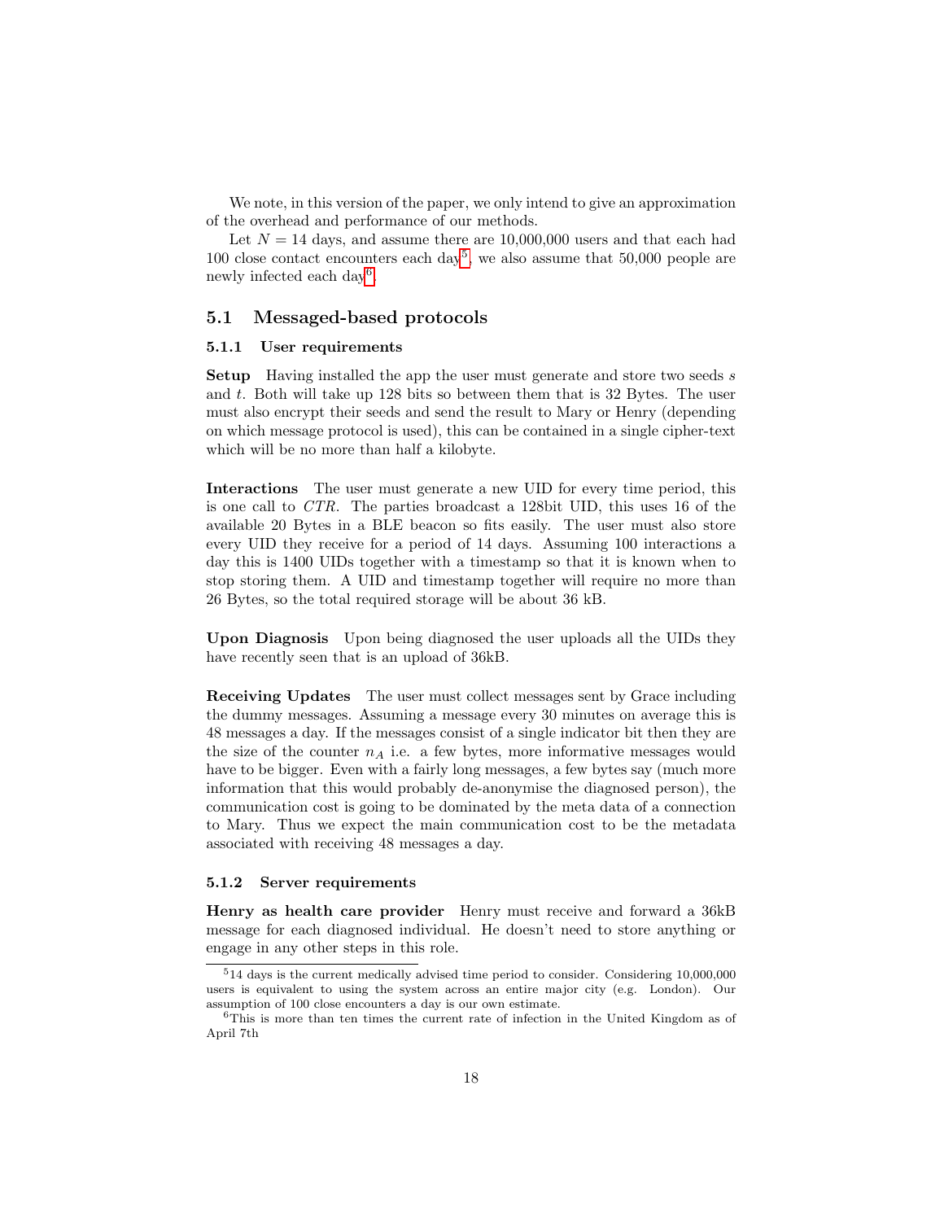We note, in this version of the paper, we only intend to give an approximation of the overhead and performance of our methods.

Let $N = 14$ days, and assume there are 10,000,000 users and that each had 100 close contact encounters each day[5], we also assume that 50,000 people are newly infected each day[6].

### 5.1 Messaged-based protocols

#### 5.1.1 User requirements

**Setup** Having installed the app the user must generate and store two seeds $s$ and $t$. Both will take up 128 bits so between them that is 32 Bytes. The user must also encrypt their seeds and send the result to Mary or Henry (depending on which message protocol is used), this can be contained in a single cipher-text which will be no more than half a kilobyte.

**Interactions** The user must generate a new UID for every time period, this is one call to *CTR*. The parties broadcast a 128bit UID, this uses 16 of the available 20 Bytes in a BLE beacon so fits easily. The user must also store every UID they receive for a period of 14 days. Assuming 100 interactions a day this is 1400 UIDs together with a timestamp so that it is known when to stop storing them. A UID and timestamp together will require no more than 26 Bytes, so the total required storage will be about 36 kB.

**Upon Diagnosis** Upon being diagnosed the user uploads all the UIDs they have recently seen that is an upload of 36kB.

**Receiving Updates** The user must collect messages sent by Grace including the dummy messages. Assuming a message every 30 minutes on average this is 48 messages a day. If the messages consist of a single indicator bit then they are the size of the counter $n_A$ i.e. a few bytes, more informative messages would have to be bigger. Even with a fairly long messages, a few bytes say (much more information that this would probably de-anonymise the diagnosed person), the communication cost is going to be dominated by the meta data of a connection to Mary. Thus we expect the main communication cost to be the metadata associated with receiving 48 messages a day.

#### 5.1.2 Server requirements

**Henry as health care provider** Henry must receive and forward a 36kB message for each diagnosed individual. He doesn't need to store anything or engage in any other steps in this role.

[5] 14 days is the current medically advised time period to consider. Considering 10,000,000 users is equivalent to using the system across an entire major city (e.g. London). Our assumption of 100 close encounters a day is our own estimate.

[6] This is more than ten times the current rate of infection in the United Kingdom as of April 7th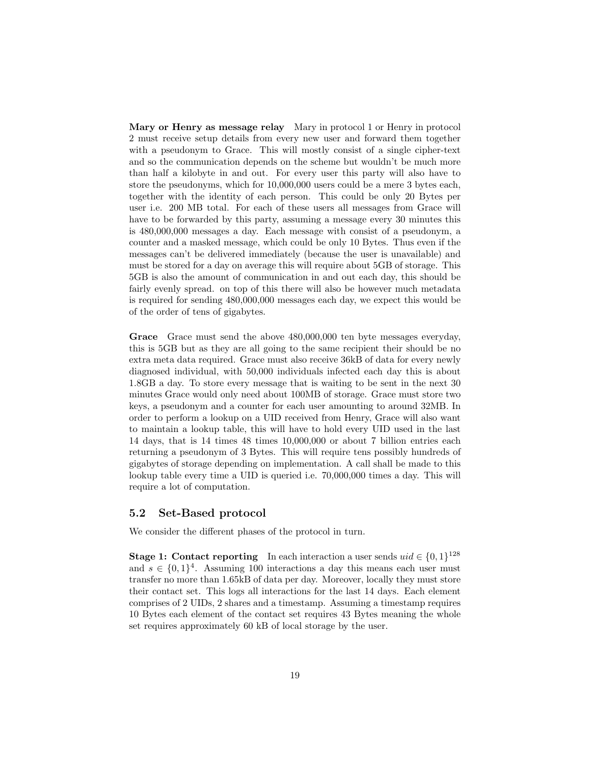**Mary or Henry as message relay** Mary in protocol 1 or Henry in protocol 2 must receive setup details from every new user and forward them together with a pseudonym to Grace. This will mostly consist of a single cipher-text and so the communication depends on the scheme but wouldn't be much more than half a kilobyte in and out. For every user this party will also have to store the pseudonyms, which for 10,000,000 users could be a mere 3 bytes each, together with the identity of each person. This could be only 20 Bytes per user i.e. 200 MB total. For each of these users all messages from Grace will have to be forwarded by this party, assuming a message every 30 minutes this is 480,000,000 messages a day. Each message with consist of a pseudonym, a counter and a masked message, which could be only 10 Bytes. Thus even if the messages can't be delivered immediately (because the user is unavailable) and must be stored for a day on average this will require about 5GB of storage. This 5GB is also the amount of communication in and out each day, this should be fairly evenly spread. on top of this there will also be however much metadata is required for sending 480,000,000 messages each day, we expect this would be of the order of tens of gigabytes.

**Grace** Grace must send the above 480,000,000 ten byte messages everyday, this is 5GB but as they are all going to the same recipient their should be no extra meta data required. Grace must also receive 36kB of data for every newly diagnosed individual, with 50,000 individuals infected each day this is about 1.8GB a day. To store every message that is waiting to be sent in the next 30 minutes Grace would only need about 100MB of storage. Grace must store two keys, a pseudonym and a counter for each user amounting to around 32MB. In order to perform a lookup on a UID received from Henry, Grace will also want to maintain a lookup table, this will have to hold every UID used in the last 14 days, that is 14 times 48 times 10,000,000 or about 7 billion entries each returning a pseudonym of 3 Bytes. This will require tens possibly hundreds of gigabytes of storage depending on implementation. A call shall be made to this lookup table every time a UID is queried i.e. 70,000,000 times a day. This will require a lot of computation.

## 5.2 Set-Based protocol

We consider the different phases of the protocol in turn.

**Stage 1: Contact reporting** In each interaction a user sends $uid \in \{0,1\}^{128}$ and $s \in \{0,1\}^4$. Assuming 100 interactions a day this means each user must transfer no more than 1.65kB of data per day. Moreover, locally they must store their contact set. This logs all interactions for the last 14 days. Each element comprises of 2 UIDs, 2 shares and a timestamp. Assuming a timestamp requires 10 Bytes each element of the contact set requires 43 Bytes meaning the whole set requires approximately 60 kB of local storage by the user.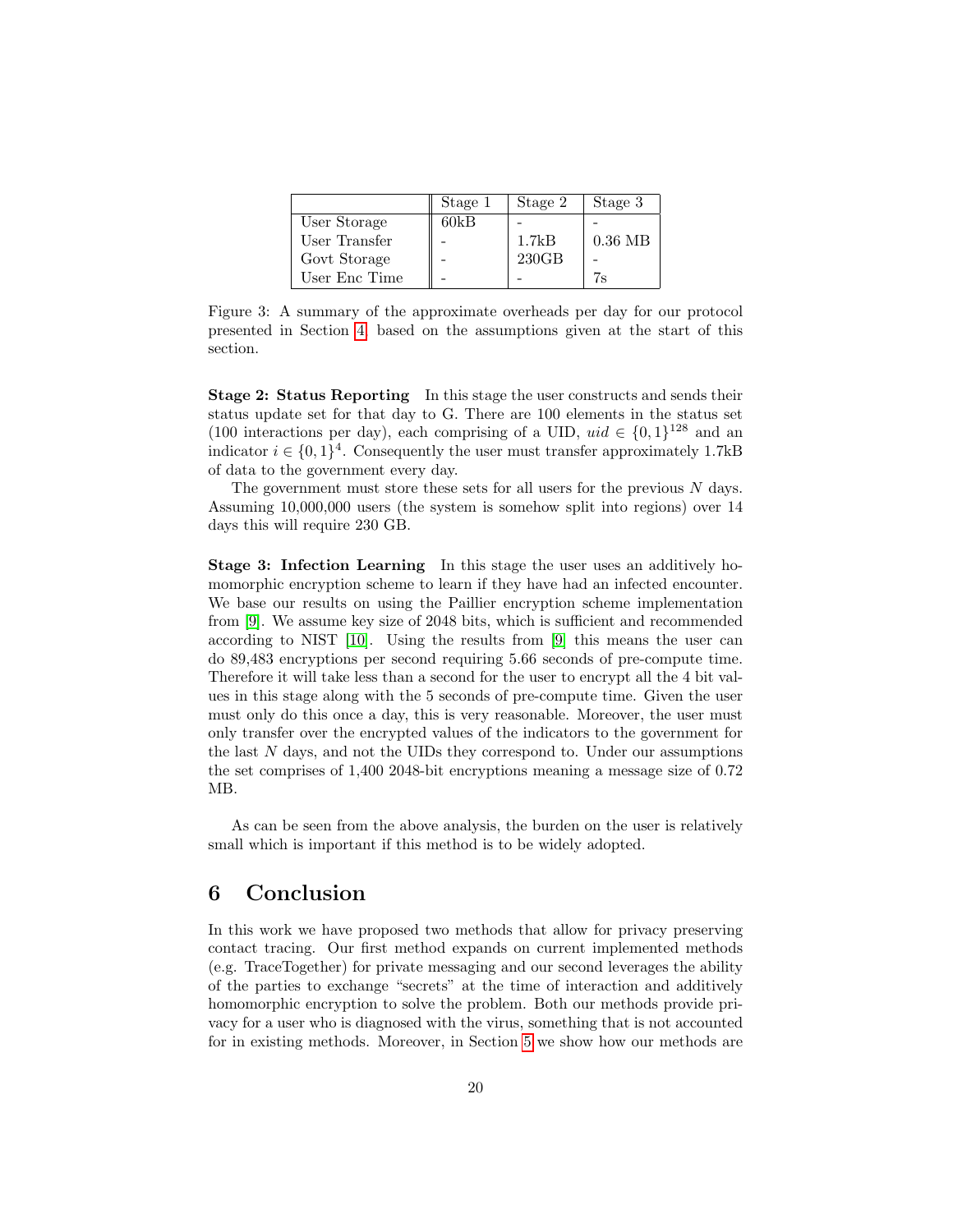|  | Stage 1 | Stage 2 | Stage 3 |
|---|---|---|---|
| User Storage | 60kB | - | - |
| User Transfer | - | 1.7kB | 0.36 MB |
| Govt Storage | - | 230GB | - |
| User Enc Time | - | - | 7s |

Figure 3: A summary of the approximate overheads per day for our protocol presented in Section 4 based on the assumptions given at the start of this section.

**Stage 2: Status Reporting** In this stage the user constructs and sends their status update set for that day to G. There are 100 elements in the status set (100 interactions per day), each comprising of a UID, $uid \in \{0,1\}^{128}$ and an indicator $i \in \{0,1\}^4$. Consequently the user must transfer approximately 1.7kB of data to the government every day.

The government must store these sets for all users for the previous $N$ days. Assuming 10,000,000 users (the system is somehow split into regions) over 14 days this will require 230 GB.

**Stage 3: Infection Learning** In this stage the user uses an additively homomorphic encryption scheme to learn if they have had an infected encounter. We base our results on using the Paillier encryption scheme implementation from [9]. We assume key size of 2048 bits, which is sufficient and recommended according to NIST [10]. Using the results from [9] this means the user can do 89,483 encryptions per second requiring 5.66 seconds of pre-compute time. Therefore it will take less than a second for the user to encrypt all the 4 bit values in this stage along with the 5 seconds of pre-compute time. Given the user must only do this once a day, this is very reasonable. Moreover, the user must only transfer over the encrypted values of the indicators to the government for the last $N$ days, and not the UIDs they correspond to. Under our assumptions the set comprises of 1,400 2048-bit encryptions meaning a message size of 0.72 MB.

As can be seen from the above analysis, the burden on the user is relatively small which is important if this method is to be widely adopted.

## 6 Conclusion

In this work we have proposed two methods that allow for privacy preserving contact tracing. Our first method expands on current implemented methods (e.g. TraceTogether) for private messaging and our second leverages the ability of the parties to exchange "secrets" at the time of interaction and additively homomorphic encryption to solve the problem. Both our methods provide privacy for a user who is diagnosed with the virus, something that is not accounted for in existing methods. Moreover, in Section 5 we show how our methods are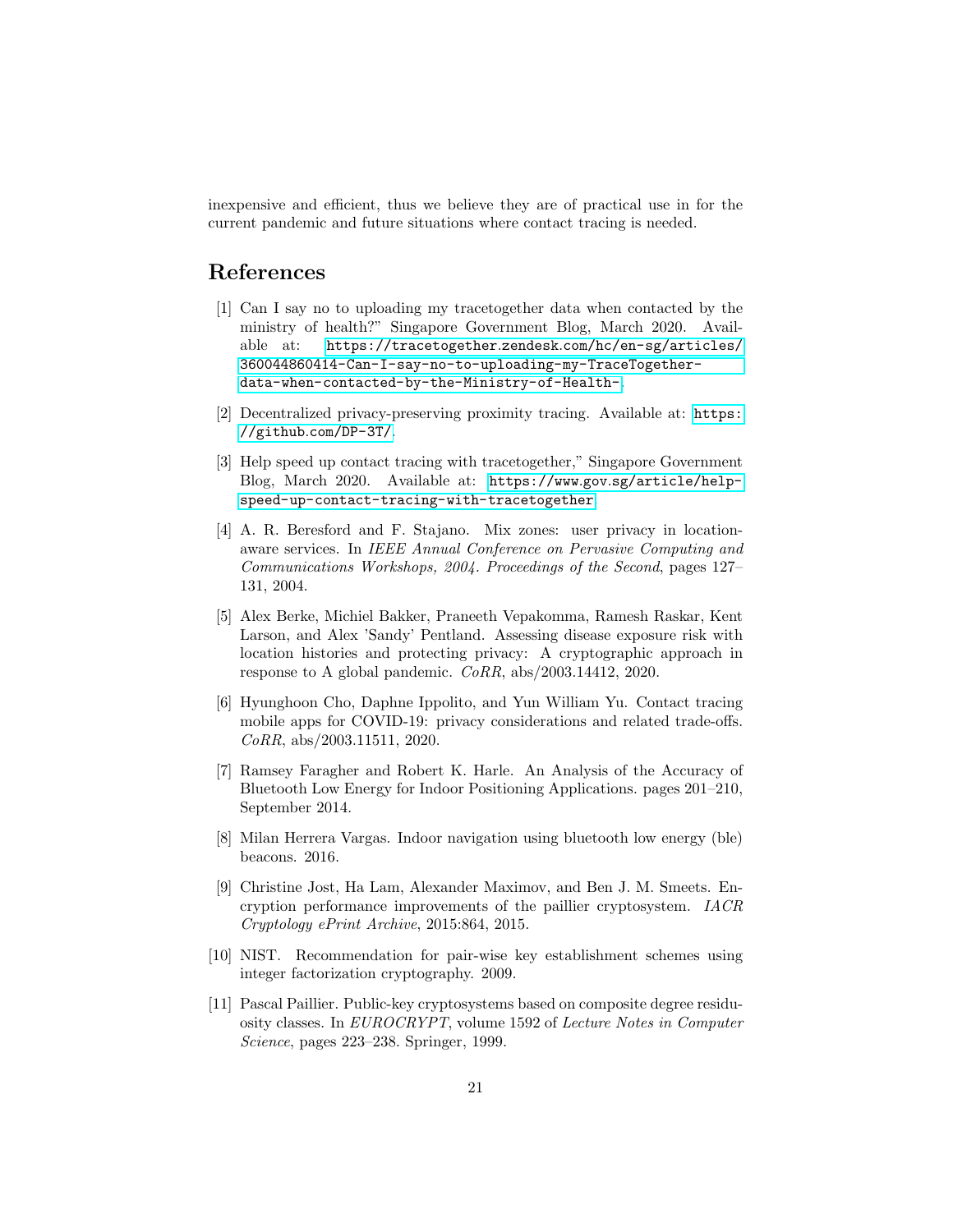inexpensive and efficient, thus we believe they are of practical use in for the current pandemic and future situations where contact tracing is needed.

## References

[1] Can I say no to uploading my tracetogether data when contacted by the ministry of health?" Singapore Government Blog, March 2020. Available at: https://tracetogether.zendesk.com/hc/en-sg/articles/360044860414-Can-I-say-no-to-uploading-my-TraceTogether-data-when-contacted-by-the-Ministry-of-Health-.

[2] Decentralized privacy-preserving proximity tracing. Available at: https://github.com/DP-3T/.

[3] Help speed up contact tracing with tracetogether," Singapore Government Blog, March 2020. Available at: https://www.gov.sg/article/help-speed-up-contact-tracing-with-tracetogether.

[4] A. R. Beresford and F. Stajano. Mix zones: user privacy in location-aware services. In *IEEE Annual Conference on Pervasive Computing and Communications Workshops, 2004. Proceedings of the Second*, pages 127–131, 2004.

[5] Alex Berke, Michiel Bakker, Praneeth Vepakomma, Ramesh Raskar, Kent Larson, and Alex 'Sandy' Pentland. Assessing disease exposure risk with location histories and protecting privacy: A cryptographic approach in response to A global pandemic. *CoRR*, abs/2003.14412, 2020.

[6] Hyunghoon Cho, Daphne Ippolito, and Yun William Yu. Contact tracing mobile apps for COVID-19: privacy considerations and related trade-offs. *CoRR*, abs/2003.11511, 2020.

[7] Ramsey Faragher and Robert K. Harle. An Analysis of the Accuracy of Bluetooth Low Energy for Indoor Positioning Applications. pages 201–210, September 2014.

[8] Milan Herrera Vargas. Indoor navigation using bluetooth low energy (ble) beacons. 2016.

[9] Christine Jost, Ha Lam, Alexander Maximov, and Ben J. M. Smeets. Encryption performance improvements of the paillier cryptosystem. *IACR Cryptology ePrint Archive*, 2015:864, 2015.

[10] NIST. Recommendation for pair-wise key establishment schemes using integer factorization cryptography. 2009.

[11] Pascal Paillier. Public-key cryptosystems based on composite degree residuosity classes. In *EUROCRYPT*, volume 1592 of *Lecture Notes in Computer Science*, pages 223–238. Springer, 1999.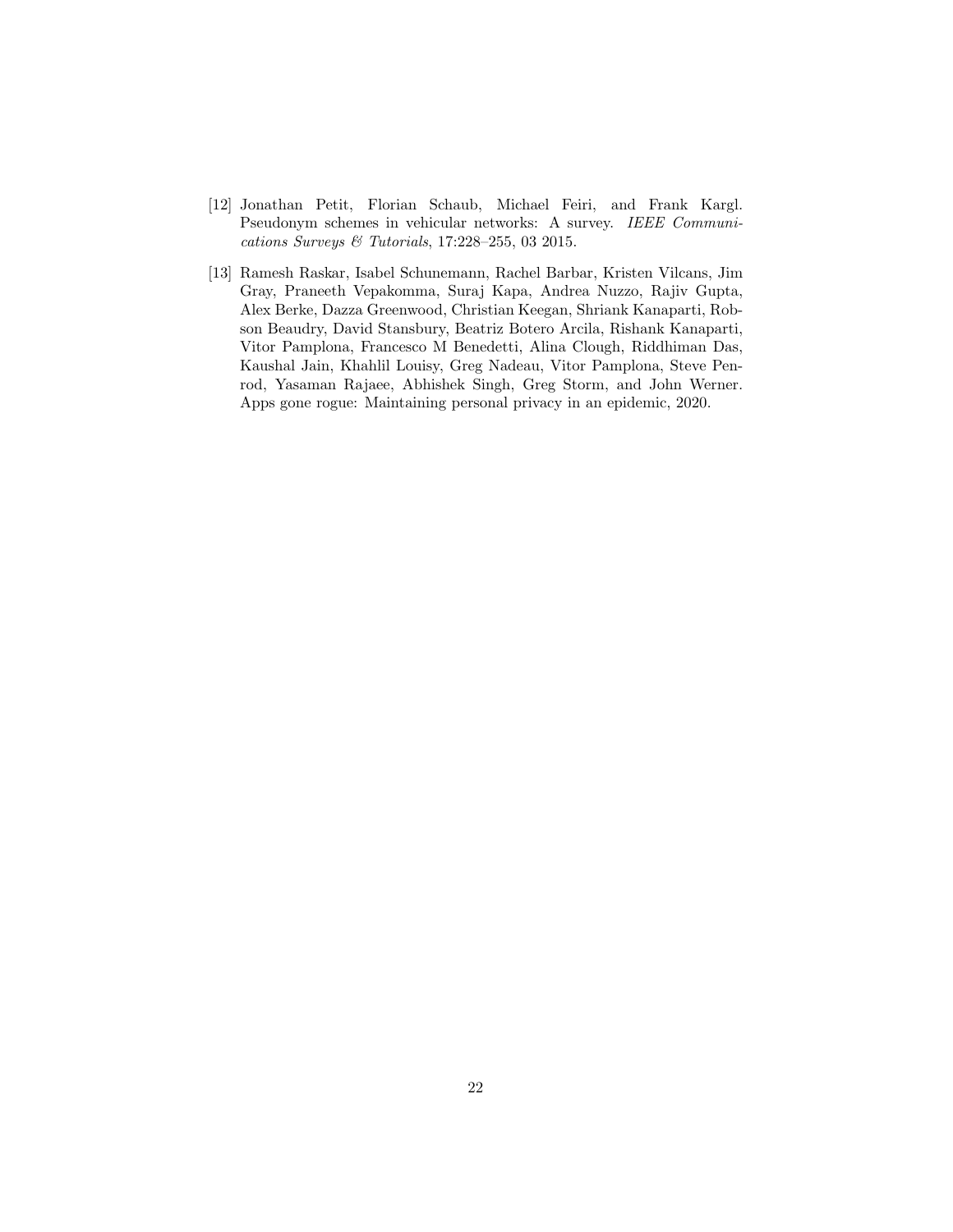[12] Jonathan Petit, Florian Schaub, Michael Feiri, and Frank Kargl. Pseudonym schemes in vehicular networks: A survey. *IEEE Communications Surveys & Tutorials*, 17:228–255, 03 2015.

[13] Ramesh Raskar, Isabel Schunemann, Rachel Barbar, Kristen Vilcans, Jim Gray, Praneeth Vepakomma, Suraj Kapa, Andrea Nuzzo, Rajiv Gupta, Alex Berke, Dazza Greenwood, Christian Keegan, Shriank Kanaparti, Robson Beaudry, David Stansbury, Beatriz Botero Arcila, Rishank Kanaparti, Vitor Pamplona, Francesco M Benedetti, Alina Clough, Riddhiman Das, Kaushal Jain, Khahlil Louisy, Greg Nadeau, Vitor Pamplona, Steve Penrod, Yasaman Rajaee, Abhishek Singh, Greg Storm, and John Werner. Apps gone rogue: Maintaining personal privacy in an epidemic, 2020.